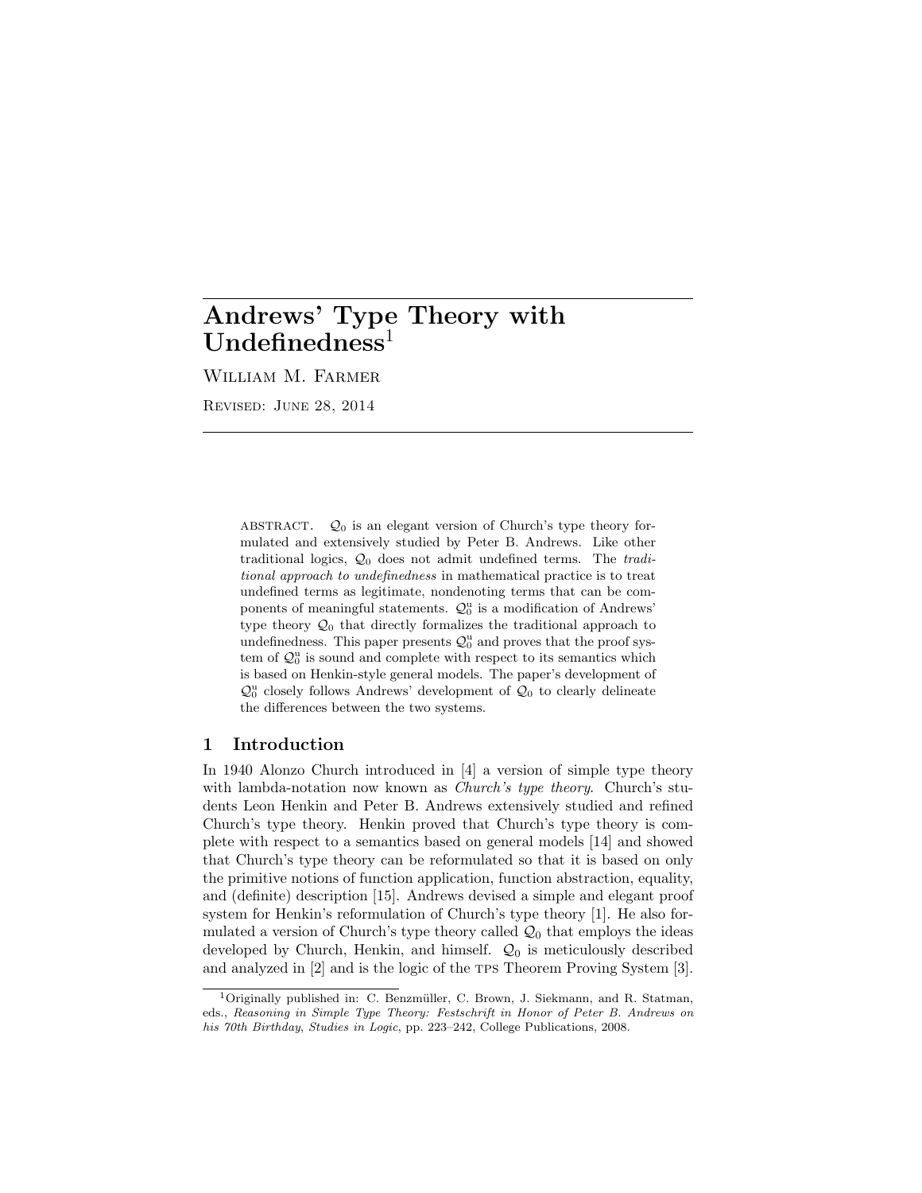# Andrews' Type Theory with Undefinedness[1]

William M. Farmer

Revised: June 28, 2014

ABSTRACT. $\mathcal{Q}_0$ is an elegant version of Church's type theory formulated and extensively studied by Peter B. Andrews. Like other traditional logics, $\mathcal{Q}_0$ does not admit undefined terms. The *traditional approach to undefinedness* in mathematical practice is to treat undefined terms as legitimate, nondenoting terms that can be components of meaningful statements. $\mathcal{Q}_0^{\mathrm{u}}$ is a modification of Andrews' type theory $\mathcal{Q}_0$ that directly formalizes the traditional approach to undefinedness. This paper presents $\mathcal{Q}_0^{\mathrm{u}}$ and proves that the proof system of $\mathcal{Q}_0^{\mathrm{u}}$ is sound and complete with respect to its semantics which is based on Henkin-style general models. The paper's development of $\mathcal{Q}_0^{\mathrm{u}}$ closely follows Andrews' development of $\mathcal{Q}_0$ to clearly delineate the differences between the two systems.

## 1 Introduction

In 1940 Alonzo Church introduced in [4] a version of simple type theory with lambda-notation now known as *Church's type theory*. Church's students Leon Henkin and Peter B. Andrews extensively studied and refined Church's type theory. Henkin proved that Church's type theory is complete with respect to a semantics based on general models [14] and showed that Church's type theory can be reformulated so that it is based on only the primitive notions of function application, function abstraction, equality, and (definite) description [15]. Andrews devised a simple and elegant proof system for Henkin's reformulation of Church's type theory [1]. He also formulated a version of Church's type theory called $\mathcal{Q}_0$ that employs the ideas developed by Church, Henkin, and himself. $\mathcal{Q}_0$ is meticulously described and analyzed in [2] and is the logic of the TPS Theorem Proving System [3].

[1] Originally published in: C. Benzmüller, C. Brown, J. Siekmann, and R. Statman, eds., *Reasoning in Simple Type Theory: Festschrift in Honor of Peter B. Andrews on his 70th Birthday*, *Studies in Logic*, pp. 223–242, College Publications, 2008.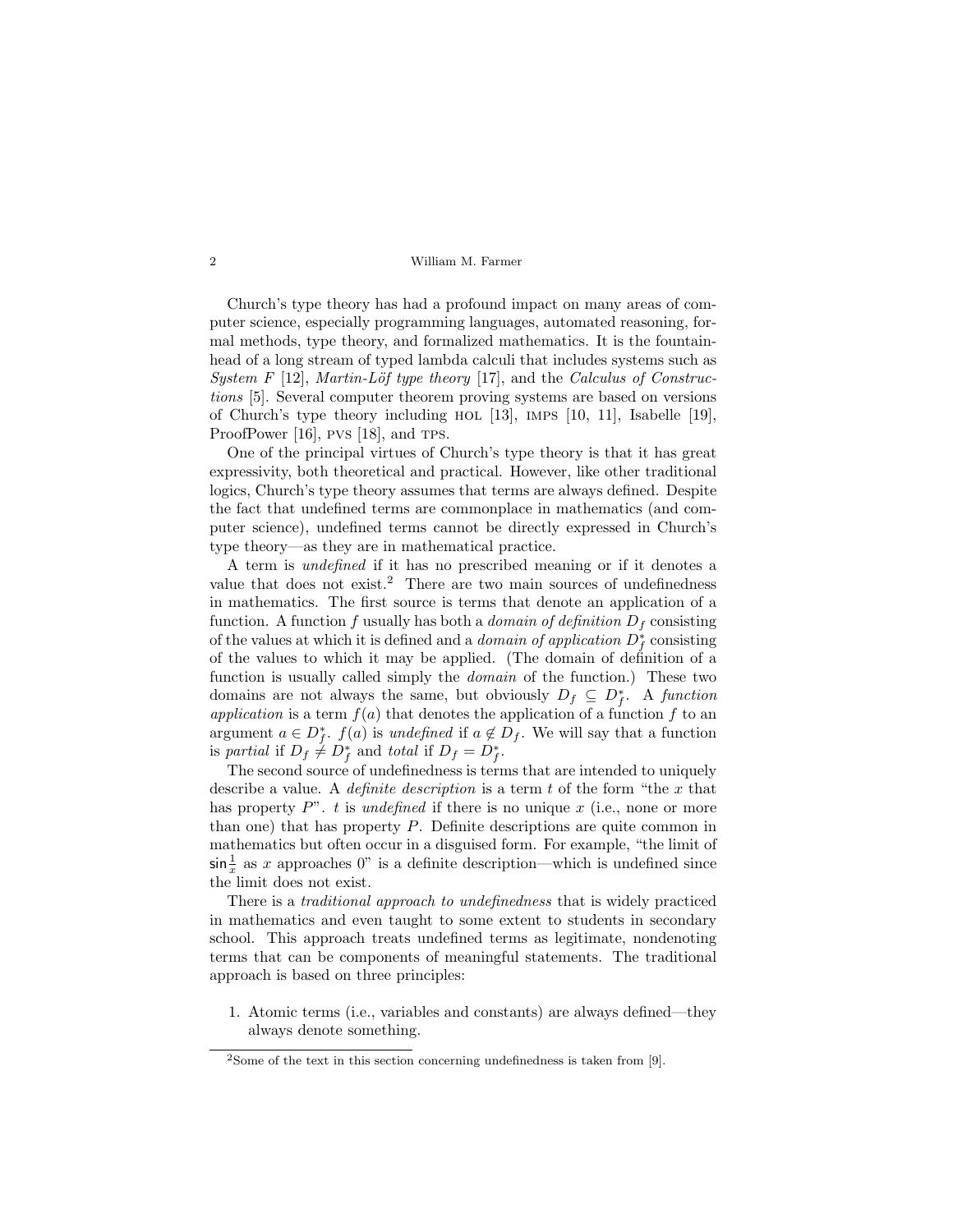Church's type theory has had a profound impact on many areas of computer science, especially programming languages, automated reasoning, formal methods, type theory, and formalized mathematics. It is the fountainhead of a long stream of typed lambda calculi that includes systems such as *System F* [12], *Martin-Löf type theory* [17], and the *Calculus of Constructions* [5]. Several computer theorem proving systems are based on versions of Church's type theory including HOL [13], IMPS [10, 11], Isabelle [19], ProofPower [16], PVS [18], and TPS.

One of the principal virtues of Church's type theory is that it has great expressivity, both theoretical and practical. However, like other traditional logics, Church's type theory assumes that terms are always defined. Despite the fact that undefined terms are commonplace in mathematics (and computer science), undefined terms cannot be directly expressed in Church's type theory—as they are in mathematical practice.

A term is *undefined* if it has no prescribed meaning or if it denotes a value that does not exist.[2] There are two main sources of undefinedness in mathematics. The first source is terms that denote an application of a function. A function $f$ usually has both a *domain of definition* $D_f$ consisting of the values at which it is defined and a *domain of application* $D^*_f$ consisting of the values to which it may be applied. (The domain of definition of a function is usually called simply the *domain* of the function.) These two domains are not always the same, but obviously $D_f \subseteq D^*_f$. A *function application* is a term $f(a)$ that denotes the application of a function $f$ to an argument $a \in D^*_f$. $f(a)$ is *undefined* if $a \notin D_f$. We will say that a function is *partial* if $D_f \neq D^*_f$ and *total* if $D_f = D^*_f$.

The second source of undefinedness is terms that are intended to uniquely describe a value. A *definite description* is a term $t$ of the form "the $x$ that has property $P$". $t$ is *undefined* if there is no unique $x$ (i.e., none or more than one) that has property $P$. Definite descriptions are quite common in mathematics but often occur in a disguised form. For example, "the limit of $\sin \frac{1}{x}$ as $x$ approaches 0" is a definite description—which is undefined since the limit does not exist.

There is a *traditional approach to undefinedness* that is widely practiced in mathematics and even taught to some extent to students in secondary school. This approach treats undefined terms as legitimate, nondenoting terms that can be components of meaningful statements. The traditional approach is based on three principles:

1. Atomic terms (i.e., variables and constants) are always defined—they always denote something.

[2] Some of the text in this section concerning undefinedness is taken from [9].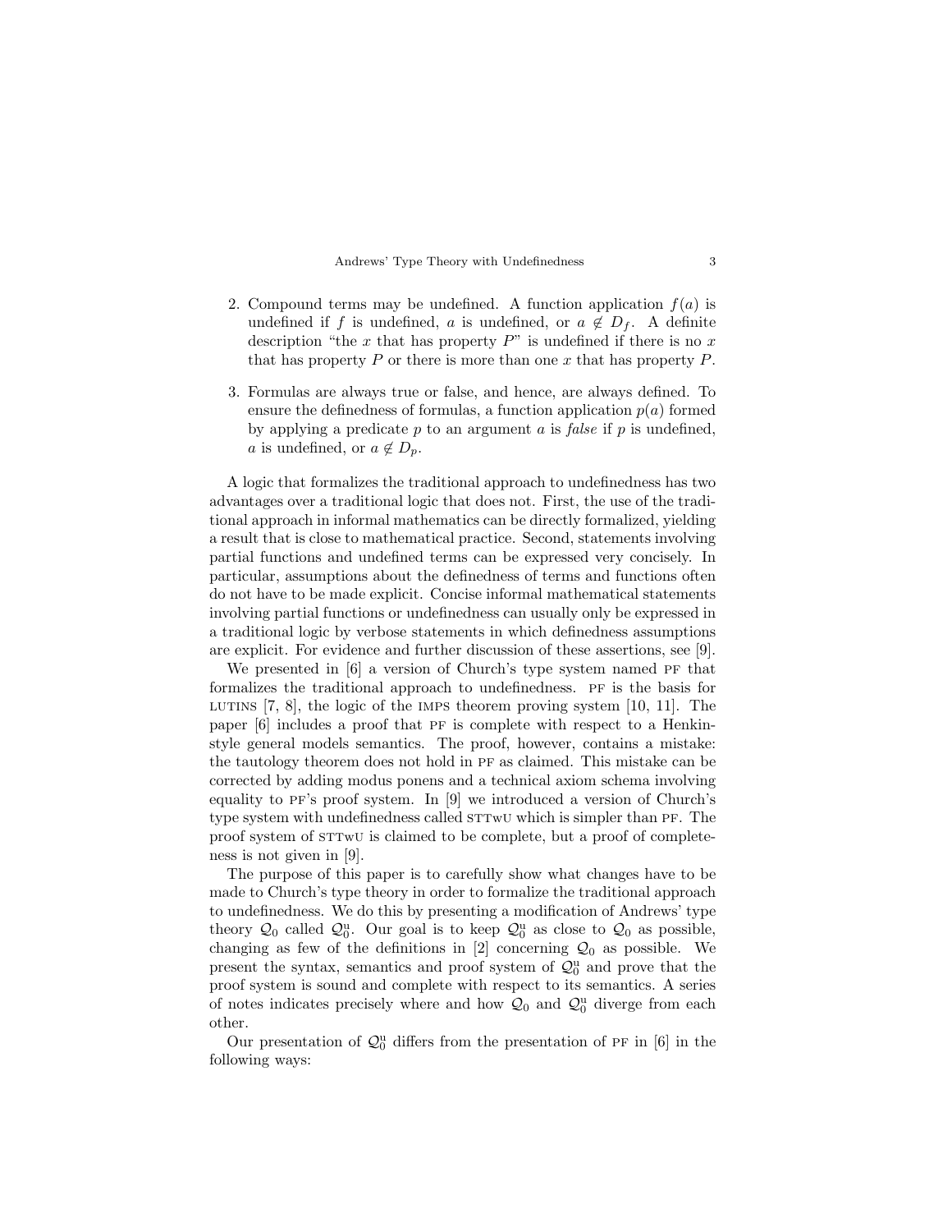2. Compound terms may be undefined. A function application $f(a)$ is undefined if $f$ is undefined, $a$ is undefined, or $a \notin D_f$. A definite description "the $x$ that has property $P$" is undefined if there is no $x$ that has property $P$ or there is more than one $x$ that has property $P$.

3. Formulas are always true or false, and hence, are always defined. To ensure the definedness of formulas, a function application $p(a)$ formed by applying a predicate $p$ to an argument $a$ is *false* if $p$ is undefined, $a$ is undefined, or $a \notin D_p$.

A logic that formalizes the traditional approach to undefinedness has two advantages over a traditional logic that does not. First, the use of the traditional approach in informal mathematics can be directly formalized, yielding a result that is close to mathematical practice. Second, statements involving partial functions and undefined terms can be expressed very concisely. In particular, assumptions about the definedness of terms and functions often do not have to be made explicit. Concise informal mathematical statements involving partial functions or undefinedness can usually only be expressed in a traditional logic by verbose statements in which definedness assumptions are explicit. For evidence and further discussion of these assertions, see [9].

We presented in [6] a version of Church's type system named PF that formalizes the traditional approach to undefinedness. PF is the basis for LUTINS [7, 8], the logic of the IMPS theorem proving system [10, 11]. The paper [6] includes a proof that PF is complete with respect to a Henkin-style general models semantics. The proof, however, contains a mistake: the tautology theorem does not hold in PF as claimed. This mistake can be corrected by adding modus ponens and a technical axiom schema involving equality to PF's proof system. In [9] we introduced a version of Church's type system with undefinedness called STTwU which is simpler than PF. The proof system of STTwU is claimed to be complete, but a proof of completeness is not given in [9].

The purpose of this paper is to carefully show what changes have to be made to Church's type theory in order to formalize the traditional approach to undefinedness. We do this by presenting a modification of Andrews' type theory $\mathcal{Q}_0$ called $\mathcal{Q}_0^{\mathrm{u}}$. Our goal is to keep $\mathcal{Q}_0^{\mathrm{u}}$ as close to $\mathcal{Q}_0$ as possible, changing as few of the definitions in [2] concerning $\mathcal{Q}_0$ as possible. We present the syntax, semantics and proof system of $\mathcal{Q}_0^{\mathrm{u}}$ and prove that the proof system is sound and complete with respect to its semantics. A series of notes indicates precisely where and how $\mathcal{Q}_0$ and $\mathcal{Q}_0^{\mathrm{u}}$ diverge from each other.

Our presentation of $\mathcal{Q}_0^{\mathrm{u}}$ differs from the presentation of PF in [6] in the following ways: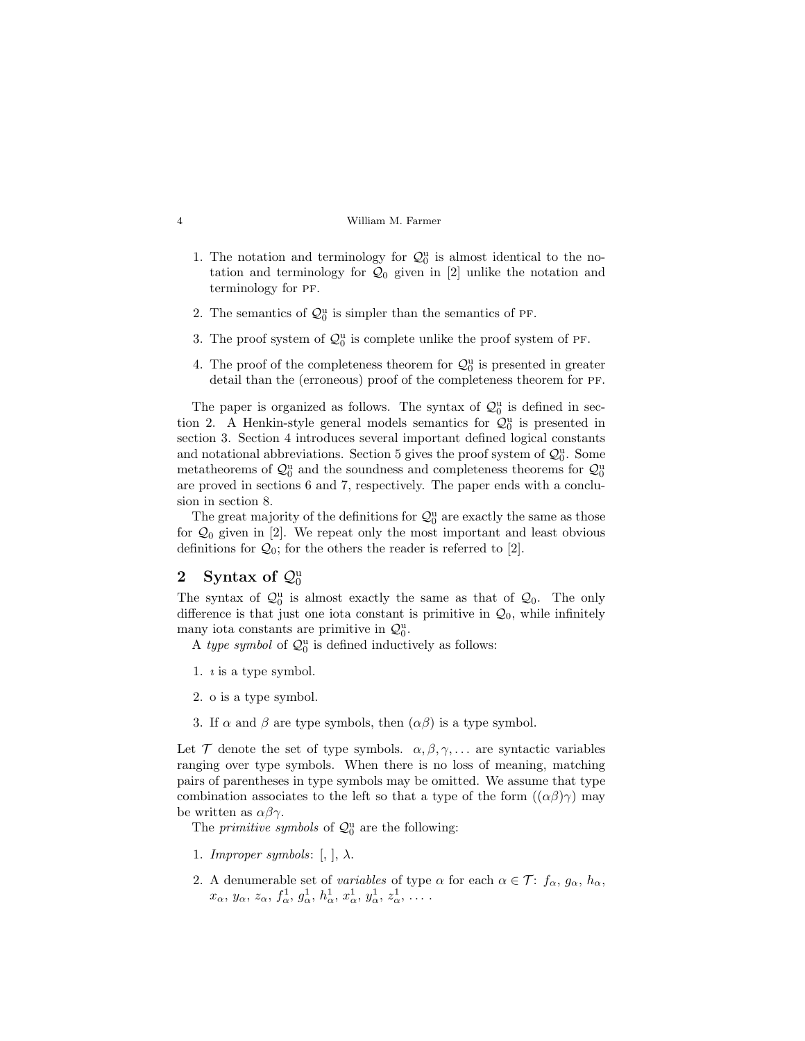1. The notation and terminology for $\mathcal{Q}_0^{\rm u}$ is almost identical to the notation and terminology for $\mathcal{Q}_0$ given in [2] unlike the notation and terminology for PF.

2. The semantics of $\mathcal{Q}_0^{\rm u}$ is simpler than the semantics of PF.

3. The proof system of $\mathcal{Q}_0^{\rm u}$ is complete unlike the proof system of PF.

4. The proof of the completeness theorem for $\mathcal{Q}_0^{\rm u}$ is presented in greater detail than the (erroneous) proof of the completeness theorem for PF.

The paper is organized as follows. The syntax of $\mathcal{Q}_0^{\rm u}$ is defined in section 2. A Henkin-style general models semantics for $\mathcal{Q}_0^{\rm u}$ is presented in section 3. Section 4 introduces several important defined logical constants and notational abbreviations. Section 5 gives the proof system of $\mathcal{Q}_0^{\rm u}$. Some metatheorems of $\mathcal{Q}_0^{\rm u}$ and the soundness and completeness theorems for $\mathcal{Q}_0^{\rm u}$ are proved in sections 6 and 7, respectively. The paper ends with a conclusion in section 8.

The great majority of the definitions for $\mathcal{Q}_0^{\rm u}$ are exactly the same as those for $\mathcal{Q}_0$ given in [2]. We repeat only the most important and least obvious definitions for $\mathcal{Q}_0$; for the others the reader is referred to [2].

## 2 Syntax of $\mathcal{Q}_0^{\rm u}$

The syntax of $\mathcal{Q}_0^{\rm u}$ is almost exactly the same as that of $\mathcal{Q}_0$. The only difference is that just one iota constant is primitive in $\mathcal{Q}_0$, while infinitely many iota constants are primitive in $\mathcal{Q}_0^{\rm u}$.

A *type symbol* of $\mathcal{Q}_0^{\rm u}$ is defined inductively as follows:

1. $\imath$ is a type symbol.

2. $o$ is a type symbol.

3. If $\alpha$ and $\beta$ are type symbols, then $(\alpha\beta)$ is a type symbol.

Let $\mathcal{T}$ denote the set of type symbols. $\alpha, \beta, \gamma, \ldots$ are syntactic variables ranging over type symbols. When there is no loss of meaning, matching pairs of parentheses in type symbols may be omitted. We assume that type combination associates to the left so that a type of the form $((\alpha\beta)\gamma)$ may be written as $\alpha\beta\gamma$.

The *primitive symbols* of $\mathcal{Q}_0^{\rm u}$ are the following:

1. *Improper symbols*: [, ], $\lambda$.

2. A denumerable set of *variables* of type $\alpha$ for each $\alpha \in \mathcal{T}$: $f_\alpha$, $g_\alpha$, $h_\alpha$, $x_\alpha$, $y_\alpha$, $z_\alpha$, $f_\alpha^1$, $g_\alpha^1$, $h_\alpha^1$, $x_\alpha^1$, $y_\alpha^1$, $z_\alpha^1$, $\ldots$ .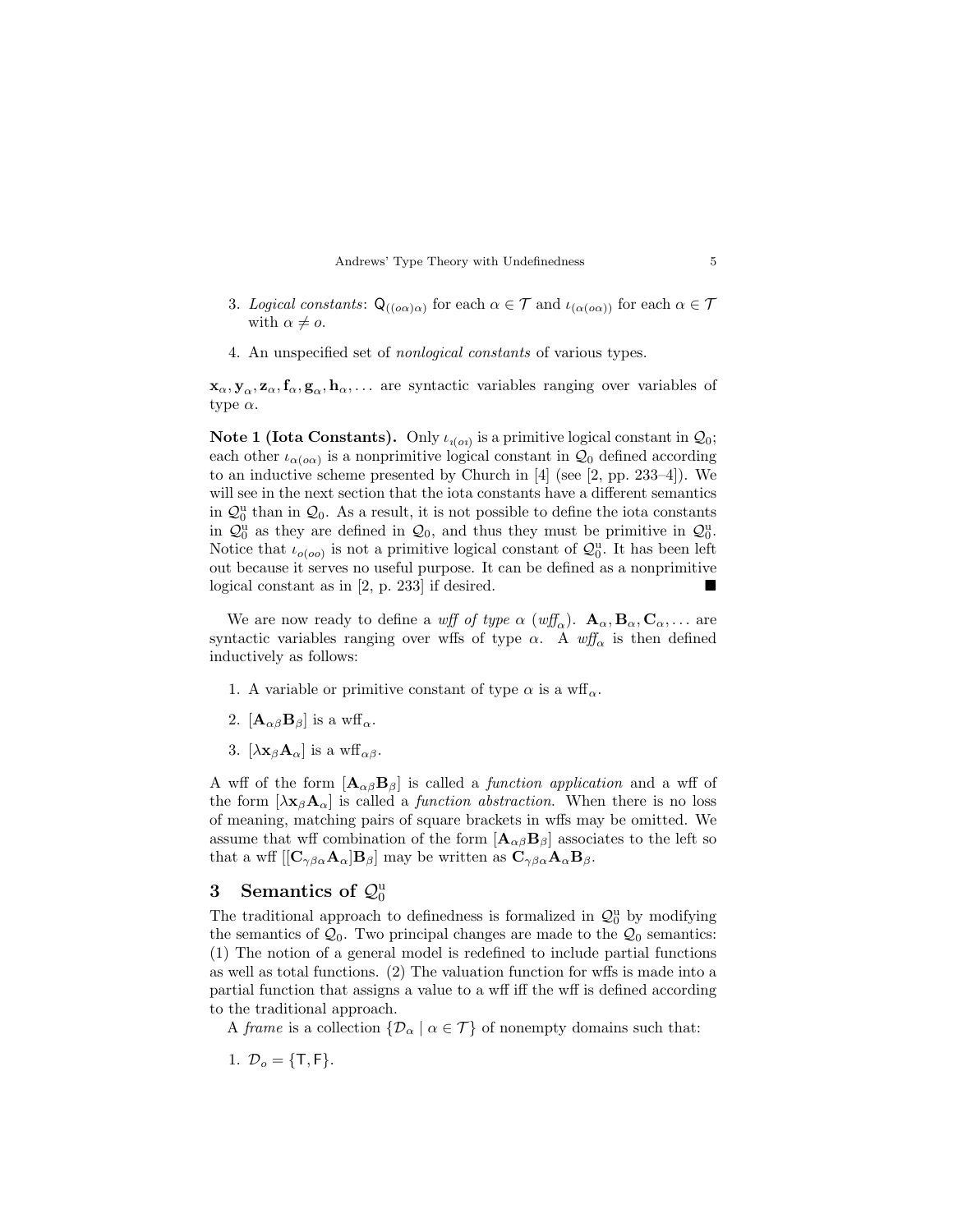3. *Logical constants*: $\mathsf{Q}_{((o\alpha)\alpha)}$ for each $\alpha \in \mathcal{T}$ and $\iota_{(\alpha(o\alpha))}$ for each $\alpha \in \mathcal{T}$ with $\alpha \neq o$.

4. An unspecified set of *nonlogical constants* of various types.

$\mathbf{x}_\alpha, \mathbf{y}_\alpha, \mathbf{z}_\alpha, \mathbf{f}_\alpha, \mathbf{g}_\alpha, \mathbf{h}_\alpha, \ldots$ are syntactic variables ranging over variables of type $\alpha$.

**Note 1 (Iota Constants).** Only $\iota_{\imath(o\imath)}$ is a primitive logical constant in $\mathcal{Q}_0$; each other $\iota_{\alpha(o\alpha)}$ is a nonprimitive logical constant in $\mathcal{Q}_0$ defined according to an inductive scheme presented by Church in [4] (see [2, pp. 233–4]). We will see in the next section that the iota constants have a different semantics in $\mathcal{Q}_0^{\mathrm{u}}$ than in $\mathcal{Q}_0$. As a result, it is not possible to define the iota constants in $\mathcal{Q}_0^{\mathrm{u}}$ as they are defined in $\mathcal{Q}_0$, and thus they must be primitive in $\mathcal{Q}_0^{\mathrm{u}}$. Notice that $\iota_{o(oo)}$ is not a primitive logical constant of $\mathcal{Q}_0^{\mathrm{u}}$. It has been left out because it serves no useful purpose. It can be defined as a nonprimitive logical constant as in [2, p. 233] if desired. ■

We are now ready to define a *wff of type* $\alpha$ (*wff*$_\alpha$). $\mathbf{A}_\alpha, \mathbf{B}_\alpha, \mathbf{C}_\alpha, \ldots$ are syntactic variables ranging over wffs of type $\alpha$. A *wff*$_\alpha$ is then defined inductively as follows:

1. A variable or primitive constant of type $\alpha$ is a wff$_\alpha$.
2. $[\mathbf{A}_{\alpha\beta}\mathbf{B}_\beta]$ is a wff$_\alpha$.
3. $[\lambda \mathbf{x}_\beta \mathbf{A}_\alpha]$ is a wff$_{\alpha\beta}$.

A wff of the form $[\mathbf{A}_{\alpha\beta}\mathbf{B}_\beta]$ is called a *function application* and a wff of the form $[\lambda \mathbf{x}_\beta \mathbf{A}_\alpha]$ is called a *function abstraction*. When there is no loss of meaning, matching pairs of square brackets in wffs may be omitted. We assume that wff combination of the form $[\mathbf{A}_{\alpha\beta}\mathbf{B}_\beta]$ associates to the left so that a wff $[[\mathbf{C}_{\gamma\beta\alpha}\mathbf{A}_\alpha]\mathbf{B}_\beta]$ may be written as $\mathbf{C}_{\gamma\beta\alpha}\mathbf{A}_\alpha\mathbf{B}_\beta$.

## 3 Semantics of $\mathcal{Q}_0^{\mathrm{u}}$

The traditional approach to definedness is formalized in $\mathcal{Q}_0^{\mathrm{u}}$ by modifying the semantics of $\mathcal{Q}_0$. Two principal changes are made to the $\mathcal{Q}_0$ semantics: (1) The notion of a general model is redefined to include partial functions as well as total functions. (2) The valuation function for wffs is made into a partial function that assigns a value to a wff iff the wff is defined according to the traditional approach.

A *frame* is a collection $\{\mathcal{D}_\alpha \mid \alpha \in \mathcal{T}\}$ of nonempty domains such that:

1. $\mathcal{D}_o = \{\mathsf{T}, \mathsf{F}\}$.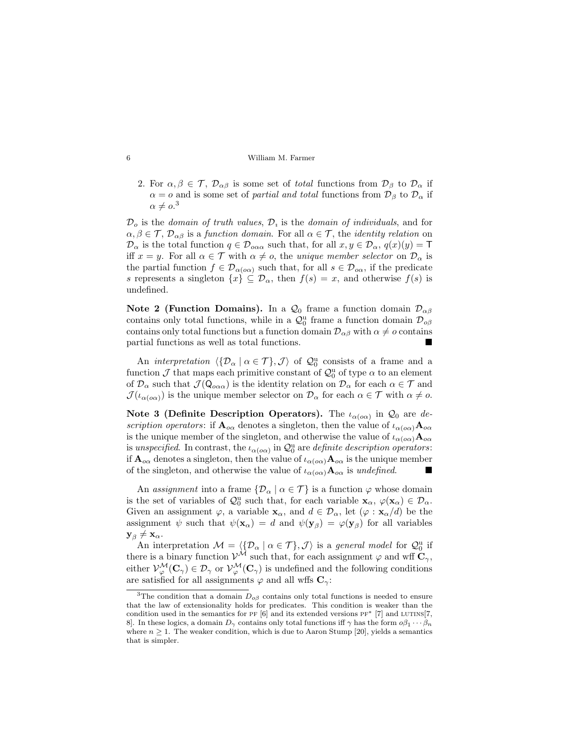2. For $\alpha, \beta \in \mathcal{T}$, $\mathcal{D}_{\alpha\beta}$ is some set of *total* functions from $\mathcal{D}_\beta$ to $\mathcal{D}_\alpha$ if $\alpha = o$ and is some set of *partial and total* functions from $\mathcal{D}_\beta$ to $\mathcal{D}_\alpha$ if $\alpha \neq o$.[3]

$\mathcal{D}_o$ is the *domain of truth values*, $\mathcal{D}_\iota$ is the *domain of individuals*, and for $\alpha, \beta \in \mathcal{T}$, $\mathcal{D}_{\alpha\beta}$ is a *function domain*. For all $\alpha \in \mathcal{T}$, the *identity relation* on $\mathcal{D}_\alpha$ is the total function $q \in \mathcal{D}_{o\alpha\alpha}$ such that, for all $x, y \in \mathcal{D}_\alpha$, $q(x)(y) = \mathsf{T}$ iff $x = y$. For all $\alpha \in \mathcal{T}$ with $\alpha \neq o$, the *unique member selector* on $\mathcal{D}_\alpha$ is the partial function $f \in \mathcal{D}_{\alpha(o\alpha)}$ such that, for all $s \in \mathcal{D}_{o\alpha}$, if the predicate $s$ represents a singleton $\{x\} \subseteq \mathcal{D}_\alpha$, then $f(s) = x$, and otherwise $f(s)$ is undefined.

**Note 2 (Function Domains).** In a $\mathcal{Q}_0$ frame a function domain $\mathcal{D}_{\alpha\beta}$ contains only total functions, while in a $\mathcal{Q}_0^{\mathrm{u}}$ frame a function domain $\mathcal{D}_{o\beta}$ contains only total functions but a function domain $\mathcal{D}_{\alpha\beta}$ with $\alpha \neq o$ contains partial functions as well as total functions. ■

An *interpretation* $\langle \{\mathcal{D}_\alpha \mid \alpha \in \mathcal{T}\}, \mathcal{J} \rangle$ of $\mathcal{Q}_0^{\mathrm{u}}$ consists of a frame and a function $\mathcal{J}$ that maps each primitive constant of $\mathcal{Q}_0^{\mathrm{u}}$ of type $\alpha$ to an element of $\mathcal{D}_\alpha$ such that $\mathcal{J}(\mathsf{Q}_{o\alpha\alpha})$ is the identity relation on $\mathcal{D}_\alpha$ for each $\alpha \in \mathcal{T}$ and $\mathcal{J}(\iota_{\alpha(o\alpha)})$ is the unique member selector on $\mathcal{D}_\alpha$ for each $\alpha \in \mathcal{T}$ with $\alpha \neq o$.

**Note 3 (Definite Description Operators).** The $\iota_{\alpha(o\alpha)}$ in $\mathcal{Q}_0$ are *description operators*: if $\mathbf{A}_{o\alpha}$ denotes a singleton, then the value of $\iota_{\alpha(o\alpha)}\mathbf{A}_{o\alpha}$ is the unique member of the singleton, and otherwise the value of $\iota_{\alpha(o\alpha)}\mathbf{A}_{o\alpha}$ is *unspecified*. In contrast, the $\iota_{\alpha(o\alpha)}$ in $\mathcal{Q}_0^{\mathrm{u}}$ are *definite description operators*: if $\mathbf{A}_{o\alpha}$ denotes a singleton, then the value of $\iota_{\alpha(o\alpha)}\mathbf{A}_{o\alpha}$ is the unique member of the singleton, and otherwise the value of $\iota_{\alpha(o\alpha)}\mathbf{A}_{o\alpha}$ is *undefined*. ■

An *assignment* into a frame $\{\mathcal{D}_\alpha \mid \alpha \in \mathcal{T}\}$ is a function $\varphi$ whose domain is the set of variables of $\mathcal{Q}_0^{\mathrm{u}}$ such that, for each variable $\mathbf{x}_\alpha$, $\varphi(\mathbf{x}_\alpha) \in \mathcal{D}_\alpha$. Given an assignment $\varphi$, a variable $\mathbf{x}_\alpha$, and $d \in \mathcal{D}_\alpha$, let $(\varphi : \mathbf{x}_\alpha/d)$ be the assignment $\psi$ such that $\psi(\mathbf{x}_\alpha) = d$ and $\psi(\mathbf{y}_\beta) = \varphi(\mathbf{y}_\beta)$ for all variables $\mathbf{y}_\beta \neq \mathbf{x}_\alpha$.

An interpretation $\mathcal{M} = \langle \{\mathcal{D}_\alpha \mid \alpha \in \mathcal{T}\}, \mathcal{J} \rangle$ is a *general model* for $\mathcal{Q}_0^{\mathrm{u}}$ if there is a binary function $\mathcal{V}^{\mathcal{M}}$ such that, for each assignment $\varphi$ and wff $\mathbf{C}_\gamma$, either $\mathcal{V}_\varphi^{\mathcal{M}}(\mathbf{C}_\gamma) \in \mathcal{D}_\gamma$ or $\mathcal{V}_\varphi^{\mathcal{M}}(\mathbf{C}_\gamma)$ is undefined and the following conditions are satisfied for all assignments $\varphi$ and all wffs $\mathbf{C}_\gamma$:

---

[3] The condition that a domain $D_{o\beta}$ contains only total functions is needed to ensure that the law of extensionality holds for predicates. This condition is weaker than the condition used in the semantics for PF [6] and its extended versions PF* [7] and LUTINS[7, 8]. In these logics, a domain $D_\gamma$ contains only total functions iff $\gamma$ has the form $o\beta_1 \cdots \beta_n$ where $n \geq 1$. The weaker condition, which is due to Aaron Stump [20], yields a semantics that is simpler.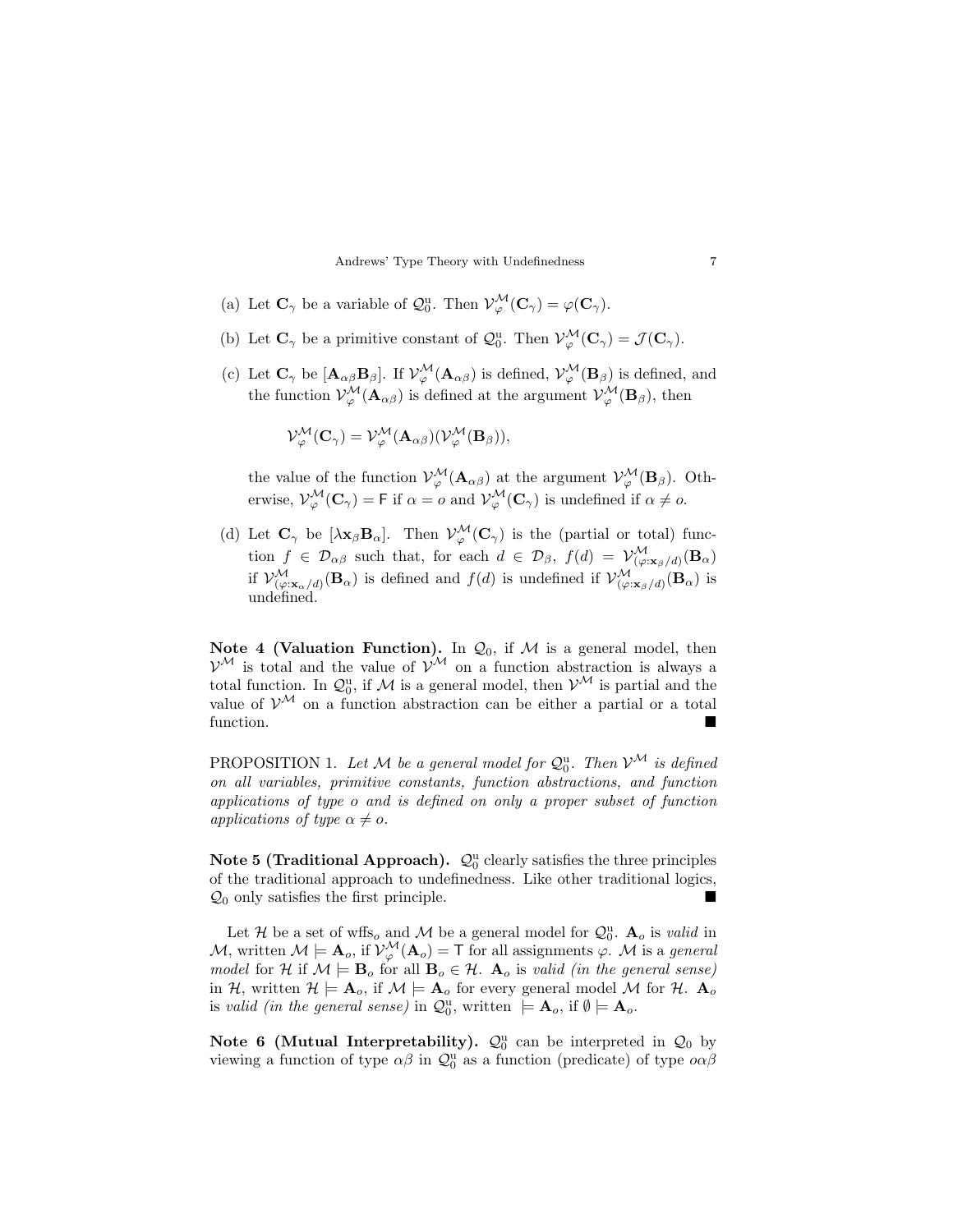(a) Let $\mathbf{C}_\gamma$ be a variable of $\mathcal{Q}_0^{\rm u}$. Then $\mathcal{V}_\varphi^{\mathcal{M}}(\mathbf{C}_\gamma) = \varphi(\mathbf{C}_\gamma)$.

(b) Let $\mathbf{C}_\gamma$ be a primitive constant of $\mathcal{Q}_0^{\rm u}$. Then $\mathcal{V}_\varphi^{\mathcal{M}}(\mathbf{C}_\gamma) = \mathcal{J}(\mathbf{C}_\gamma)$.

(c) Let $\mathbf{C}_\gamma$ be $[\mathbf{A}_{\alpha\beta}\mathbf{B}_\beta]$. If $\mathcal{V}_\varphi^{\mathcal{M}}(\mathbf{A}_{\alpha\beta})$ is defined, $\mathcal{V}_\varphi^{\mathcal{M}}(\mathbf{B}_\beta)$ is defined, and the function $\mathcal{V}_\varphi^{\mathcal{M}}(\mathbf{A}_{\alpha\beta})$ is defined at the argument $\mathcal{V}_\varphi^{\mathcal{M}}(\mathbf{B}_\beta)$, then

$$\mathcal{V}_\varphi^{\mathcal{M}}(\mathbf{C}_\gamma) = \mathcal{V}_\varphi^{\mathcal{M}}(\mathbf{A}_{\alpha\beta})(\mathcal{V}_\varphi^{\mathcal{M}}(\mathbf{B}_\beta)),$$

the value of the function $\mathcal{V}_\varphi^{\mathcal{M}}(\mathbf{A}_{\alpha\beta})$ at the argument $\mathcal{V}_\varphi^{\mathcal{M}}(\mathbf{B}_\beta)$. Otherwise, $\mathcal{V}_\varphi^{\mathcal{M}}(\mathbf{C}_\gamma) = \mathsf{F}$ if $\alpha = o$ and $\mathcal{V}_\varphi^{\mathcal{M}}(\mathbf{C}_\gamma)$ is undefined if $\alpha \neq o$.

(d) Let $\mathbf{C}_\gamma$ be $[\lambda \mathbf{x}_\beta \mathbf{B}_\alpha]$. Then $\mathcal{V}_\varphi^{\mathcal{M}}(\mathbf{C}_\gamma)$ is the (partial or total) function $f \in \mathcal{D}_{\alpha\beta}$ such that, for each $d \in \mathcal{D}_\beta$, $f(d) = \mathcal{V}_{(\varphi:\mathbf{x}_\beta/d)}^{\mathcal{M}}(\mathbf{B}_\alpha)$ if $\mathcal{V}_{(\varphi:\mathbf{x}_\alpha/d)}^{\mathcal{M}}(\mathbf{B}_\alpha)$ is defined and $f(d)$ is undefined if $\mathcal{V}_{(\varphi:\mathbf{x}_\beta/d)}^{\mathcal{M}}(\mathbf{B}_\alpha)$ is undefined.

**Note 4 (Valuation Function).** In $\mathcal{Q}_0$, if $\mathcal{M}$ is a general model, then $\mathcal{V}^{\mathcal{M}}$ is total and the value of $\mathcal{V}^{\mathcal{M}}$ on a function abstraction is always a total function. In $\mathcal{Q}_0^{\rm u}$, if $\mathcal{M}$ is a general model, then $\mathcal{V}^{\mathcal{M}}$ is partial and the value of $\mathcal{V}^{\mathcal{M}}$ on a function abstraction can be either a partial or a total function. ■

PROPOSITION 1. *Let $\mathcal{M}$ be a general model for $\mathcal{Q}_0^{\rm u}$. Then $\mathcal{V}^{\mathcal{M}}$ is defined on all variables, primitive constants, function abstractions, and function applications of type $o$ and is defined on only a proper subset of function applications of type $\alpha \neq o$.*

**Note 5 (Traditional Approach).** $\mathcal{Q}_0^{\rm u}$ clearly satisfies the three principles of the traditional approach to undefinedness. Like other traditional logics, $\mathcal{Q}_0$ only satisfies the first principle. ■

Let $\mathcal{H}$ be a set of wffs$_o$ and $\mathcal{M}$ be a general model for $\mathcal{Q}_0^{\rm u}$. $\mathbf{A}_o$ is *valid* in $\mathcal{M}$, written $\mathcal{M} \models \mathbf{A}_o$, if $\mathcal{V}_\varphi^{\mathcal{M}}(\mathbf{A}_o) = \mathsf{T}$ for all assignments $\varphi$. $\mathcal{M}$ is a *general model* for $\mathcal{H}$ if $\mathcal{M} \models \mathbf{B}_o$ for all $\mathbf{B}_o \in \mathcal{H}$. $\mathbf{A}_o$ is *valid (in the general sense)* in $\mathcal{H}$, written $\mathcal{H} \models \mathbf{A}_o$, if $\mathcal{M} \models \mathbf{A}_o$ for every general model $\mathcal{M}$ for $\mathcal{H}$. $\mathbf{A}_o$ is *valid (in the general sense)* in $\mathcal{Q}_0^{\rm u}$, written $\models \mathbf{A}_o$, if $\emptyset \models \mathbf{A}_o$.

**Note 6 (Mutual Interpretability).** $\mathcal{Q}_0^{\rm u}$ can be interpreted in $\mathcal{Q}_0$ by viewing a function of type $\alpha\beta$ in $\mathcal{Q}_0^{\rm u}$ as a function (predicate) of type $o\alpha\beta$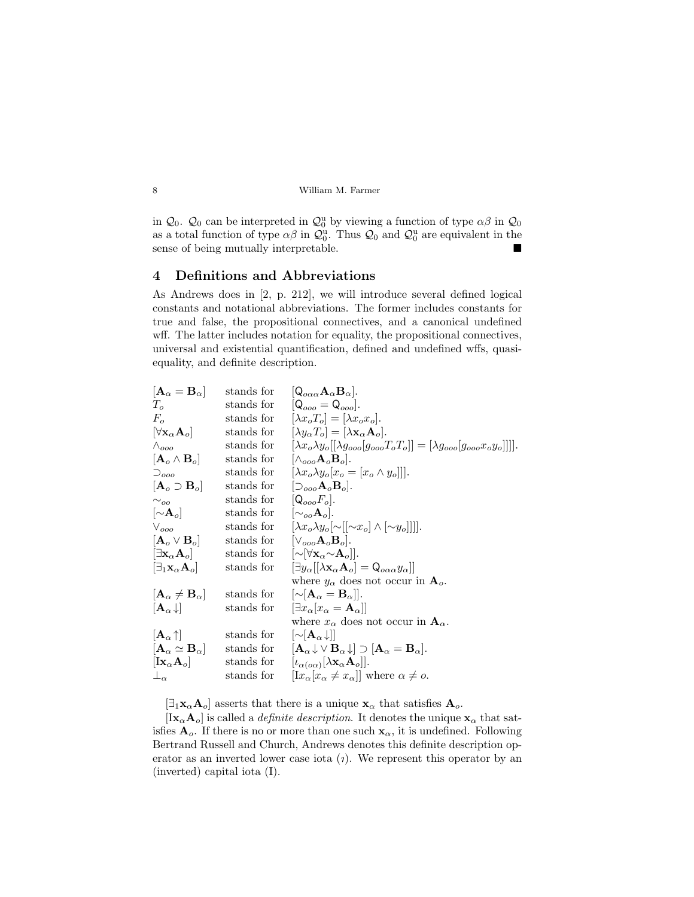in $\mathcal{Q}_0$. $\mathcal{Q}_0$ can be interpreted in $\mathcal{Q}_0^{\rm u}$ by viewing a function of type $\alpha\beta$ in $\mathcal{Q}_0$ as a total function of type $\alpha\beta$ in $\mathcal{Q}_0^{\rm u}$. Thus $\mathcal{Q}_0$ and $\mathcal{Q}_0^{\rm u}$ are equivalent in the sense of being mutually interpretable. ■

## 4 Definitions and Abbreviations

As Andrews does in [2, p. 212], we will introduce several defined logical constants and notational abbreviations. The former includes constants for true and false, the propositional connectives, and a canonical undefined wff. The latter includes notation for equality, the propositional connectives, universal and existential quantification, defined and undefined wffs, quasi-equality, and definite description.

| | | |
|---|---|---|
| $[\mathbf{A}_\alpha = \mathbf{B}_\alpha]$ | stands for | $[\mathsf{Q}_{o\alpha\alpha}\mathbf{A}_\alpha\mathbf{B}_\alpha]$. |
| $T_o$ | stands for | $[\mathsf{Q}_{ooo} = \mathsf{Q}_{ooo}]$. |
| $F_o$ | stands for | $[\lambda x_o T_o] = [\lambda x_o x_o]$. |
| $[\forall \mathbf{x}_\alpha \mathbf{A}_o]$ | stands for | $[\lambda y_\alpha T_o] = [\lambda \mathbf{x}_\alpha \mathbf{A}_o]$. |
| $\wedge_{ooo}$ | stands for | $[\lambda x_o \lambda y_o [[\lambda g_{ooo}[g_{ooo} T_o T_o]] = [\lambda g_{ooo}[g_{ooo} x_o y_o]]]]$. |
| $[\mathbf{A}_o \wedge \mathbf{B}_o]$ | stands for | $[\wedge_{ooo}\mathbf{A}_o\mathbf{B}_o]$. |
| $\supset_{ooo}$ | stands for | $[\lambda x_o \lambda y_o [x_o = [x_o \wedge y_o]]]$. |
| $[\mathbf{A}_o \supset \mathbf{B}_o]$ | stands for | $[\supset_{ooo}\mathbf{A}_o\mathbf{B}_o]$. |
| $\sim_{oo}$ | stands for | $[\mathsf{Q}_{ooo} F_o]$. |
| $[\sim\mathbf{A}_o]$ | stands for | $[\sim_{oo}\mathbf{A}_o]$. |
| $\vee_{ooo}$ | stands for | $[\lambda x_o \lambda y_o [\sim[[\sim x_o] \wedge [\sim y_o]]]]$. |
| $[\mathbf{A}_o \vee \mathbf{B}_o]$ | stands for | $[\vee_{ooo}\mathbf{A}_o\mathbf{B}_o]$. |
| $[\exists \mathbf{x}_\alpha \mathbf{A}_o]$ | stands for | $[\sim[\forall \mathbf{x}_\alpha \sim\mathbf{A}_o]]$. |
| $[\exists_1 \mathbf{x}_\alpha \mathbf{A}_o]$ | stands for | $[\exists y_\alpha [[\lambda \mathbf{x}_\alpha \mathbf{A}_o] = \mathsf{Q}_{o\alpha\alpha} y_\alpha]]$ where $y_\alpha$ does not occur in $\mathbf{A}_o$. |
| $[\mathbf{A}_\alpha \neq \mathbf{B}_\alpha]$ | stands for | $[\sim[\mathbf{A}_\alpha = \mathbf{B}_\alpha]]$. |
| $[\mathbf{A}_\alpha\!\downarrow]$ | stands for | $[\exists x_\alpha [x_\alpha = \mathbf{A}_\alpha]]$ where $x_\alpha$ does not occur in $\mathbf{A}_\alpha$. |
| $[\mathbf{A}_\alpha\!\uparrow]$ | stands for | $[\sim[\mathbf{A}_\alpha\!\downarrow]]$ |
| $[\mathbf{A}_\alpha \simeq \mathbf{B}_\alpha]$ | stands for | $[\mathbf{A}_\alpha\!\downarrow \vee \mathbf{B}_\alpha\!\downarrow] \supset [\mathbf{A}_\alpha = \mathbf{B}_\alpha]$. |
| $[\mathrm{I}\mathbf{x}_\alpha \mathbf{A}_o]$ | stands for | $[\iota_{\alpha(o\alpha)}[\lambda \mathbf{x}_\alpha \mathbf{A}_o]]$. |
| $\bot_\alpha$ | stands for | $[\mathrm{I} x_\alpha [x_\alpha \neq x_\alpha]]$ where $\alpha \neq o$. |

$[\exists_1 \mathbf{x}_\alpha \mathbf{A}_o]$ asserts that there is a unique $\mathbf{x}_\alpha$ that satisfies $\mathbf{A}_o$.

$[\mathrm{I}\mathbf{x}_\alpha \mathbf{A}_o]$ is called a *definite description*. It denotes the unique $\mathbf{x}_\alpha$ that satisfies $\mathbf{A}_o$. If there is no or more than one such $\mathbf{x}_\alpha$, it is undefined. Following Bertrand Russell and Church, Andrews denotes this definite description operator as an inverted lower case iota ($\imath$). We represent this operator by an (inverted) capital iota (I).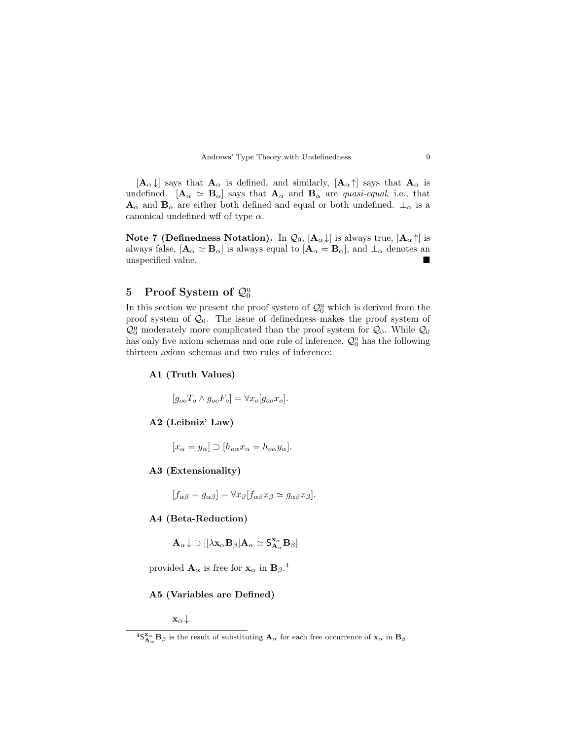$[\mathbf{A}_\alpha\!\downarrow]$ says that $\mathbf{A}_\alpha$ is defined, and similarly, $[\mathbf{A}_\alpha\!\uparrow]$ says that $\mathbf{A}_\alpha$ is undefined. $[\mathbf{A}_\alpha \simeq \mathbf{B}_\alpha]$ says that $\mathbf{A}_\alpha$ and $\mathbf{B}_\alpha$ are *quasi-equal*, i.e., that $\mathbf{A}_\alpha$ and $\mathbf{B}_\alpha$ are either both defined and equal or both undefined. $\bot_\alpha$ is a canonical undefined wff of type $\alpha$.

**Note 7 (Definedness Notation).** In $\mathcal{Q}_0$, $[\mathbf{A}_\alpha\!\downarrow]$ is always true, $[\mathbf{A}_\alpha\!\uparrow]$ is always false, $[\mathbf{A}_\alpha \simeq \mathbf{B}_\alpha]$ is always equal to $[\mathbf{A}_\alpha = \mathbf{B}_\alpha]$, and $\bot_\alpha$ denotes an unspecified value. ■

## 5 Proof System of $\mathcal{Q}_0^{\mathrm{u}}$

In this section we present the proof system of $\mathcal{Q}_0^{\mathrm{u}}$ which is derived from the proof system of $\mathcal{Q}_0$. The issue of definedness makes the proof system of $\mathcal{Q}_0^{\mathrm{u}}$ moderately more complicated than the proof system for $\mathcal{Q}_0$. While $\mathcal{Q}_0$ has only five axiom schemas and one rule of inference, $\mathcal{Q}_0^{\mathrm{u}}$ has the following thirteen axiom schemas and two rules of inference:

**A1 (Truth Values)**

$$[g_{oo}T_o \wedge g_{oo}F_o] = \forall x_o[g_{oo}x_o].$$

**A2 (Leibniz' Law)**

$$[x_\alpha = y_\alpha] \supset [h_{o\alpha}x_\alpha = h_{o\alpha}y_\alpha].$$

**A3 (Extensionality)**

$$[f_{\alpha\beta} = g_{\alpha\beta}] = \forall x_\beta[f_{\alpha\beta}x_\beta \simeq g_{\alpha\beta}x_\beta].$$

**A4 (Beta-Reduction)**

$$\mathbf{A}_\alpha\!\downarrow \supset [[\lambda \mathbf{x}_\alpha \mathbf{B}_\beta]\mathbf{A}_\alpha \simeq \mathsf{S}^{\mathbf{x}_\alpha}_{\mathbf{A}_\alpha}\mathbf{B}_\beta]$$

provided $\mathbf{A}_\alpha$ is free for $\mathbf{x}_\alpha$ in $\mathbf{B}_\beta$.[4]

**A5 (Variables are Defined)**

$$\mathbf{x}_\alpha\!\downarrow.$$

[4] $\mathsf{S}^{\mathbf{x}_\alpha}_{\mathbf{A}_\alpha}\mathbf{B}_\beta$ is the result of substituting $\mathbf{A}_\alpha$ for each free occurrence of $\mathbf{x}_\alpha$ in $\mathbf{B}_\beta$.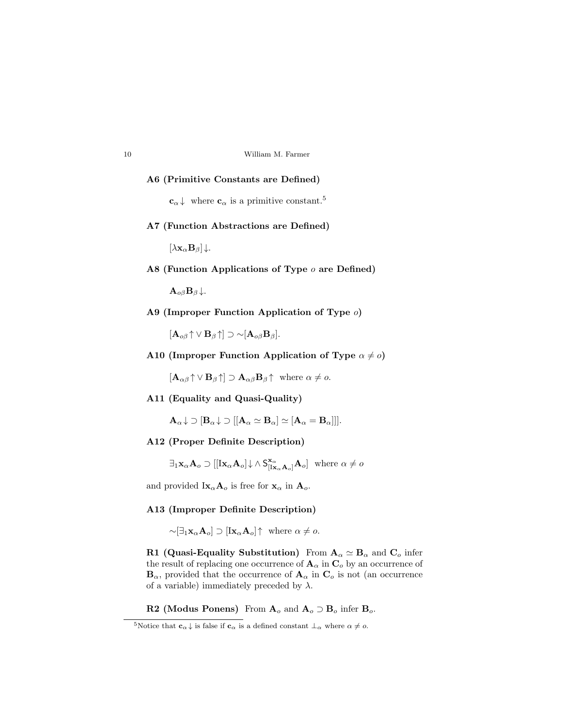**A6 (Primitive Constants are Defined)**

$$\mathbf{c}_\alpha\!\downarrow \text{ where } \mathbf{c}_\alpha \text{ is a primitive constant.}^5$$

**A7 (Function Abstractions are Defined)**

$$[\lambda \mathbf{x}_\alpha \mathbf{B}_\beta]\!\downarrow.$$

**A8 (Function Applications of Type $o$ are Defined)**

$$\mathbf{A}_{o\beta}\mathbf{B}_\beta\!\downarrow.$$

**A9 (Improper Function Application of Type $o$)**

$$[\mathbf{A}_{o\beta}\!\uparrow \vee \mathbf{B}_\beta\!\uparrow] \supset {\sim}[\mathbf{A}_{o\beta}\mathbf{B}_\beta].$$

**A10 (Improper Function Application of Type $\alpha \neq o$)**

$$[\mathbf{A}_{\alpha\beta}\!\uparrow \vee \mathbf{B}_\beta\!\uparrow] \supset \mathbf{A}_{\alpha\beta}\mathbf{B}_\beta\!\uparrow \text{ where } \alpha \neq o.$$

**A11 (Equality and Quasi-Quality)**

$$\mathbf{A}_\alpha\!\downarrow \supset [\mathbf{B}_\alpha\!\downarrow \supset [[\mathbf{A}_\alpha \simeq \mathbf{B}_\alpha] \simeq [\mathbf{A}_\alpha = \mathbf{B}_\alpha]]].$$

**A12 (Proper Definite Description)**

$$\exists_1 \mathbf{x}_\alpha \mathbf{A}_o \supset [[\mathrm{I}\mathbf{x}_\alpha \mathbf{A}_o]\!\downarrow \wedge \mathsf{S}^{\mathbf{x}_\alpha}_{[\mathrm{I}\mathbf{x}_\alpha \mathbf{A}_o]} \mathbf{A}_o] \text{ where } \alpha \neq o$$

and provided $\mathrm{I}\mathbf{x}_\alpha \mathbf{A}_o$ is free for $\mathbf{x}_\alpha$ in $\mathbf{A}_o$.

**A13 (Improper Definite Description)**

$${\sim}[\exists_1 \mathbf{x}_\alpha \mathbf{A}_o] \supset [\mathrm{I}\mathbf{x}_\alpha \mathbf{A}_o]\!\uparrow \text{ where } \alpha \neq o.$$

**R1 (Quasi-Equality Substitution)** From $\mathbf{A}_\alpha \simeq \mathbf{B}_\alpha$ and $\mathbf{C}_o$ infer the result of replacing one occurrence of $\mathbf{A}_\alpha$ in $\mathbf{C}_o$ by an occurrence of $\mathbf{B}_\alpha$, provided that the occurrence of $\mathbf{A}_\alpha$ in $\mathbf{C}_o$ is not (an occurrence of a variable) immediately preceded by $\lambda$.

**R2 (Modus Ponens)** From $\mathbf{A}_o$ and $\mathbf{A}_o \supset \mathbf{B}_o$ infer $\mathbf{B}_o$.

---

[5] Notice that $\mathbf{c}_\alpha\!\downarrow$ is false if $\mathbf{c}_\alpha$ is a defined constant $\bot_\alpha$ where $\alpha \neq o$.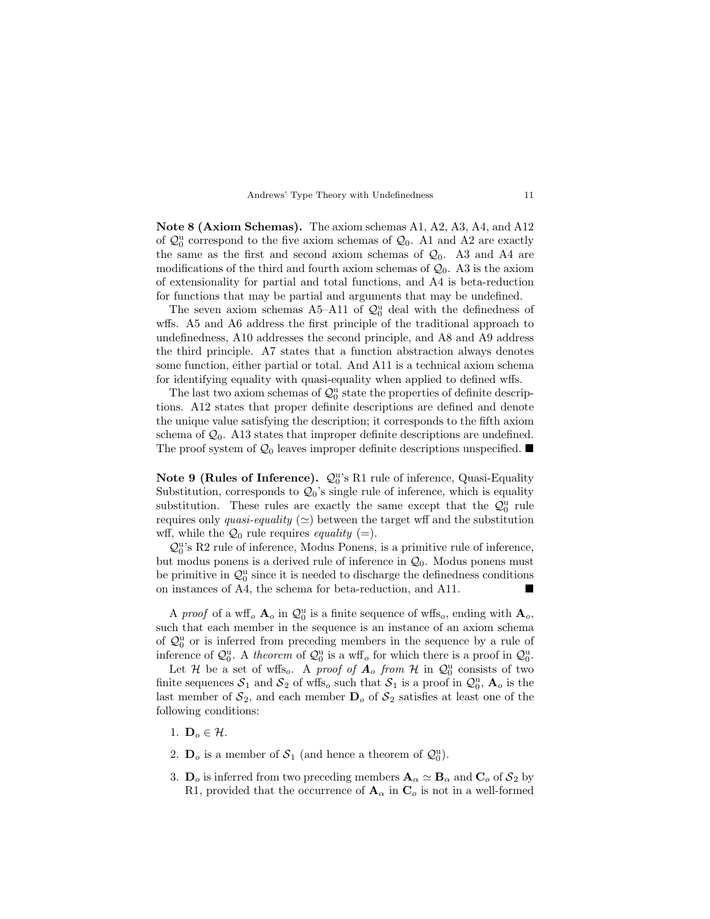**Note 8 (Axiom Schemas).** The axiom schemas A1, A2, A3, A4, and A12 of $\mathcal{Q}_0^{\mathrm{u}}$ correspond to the five axiom schemas of $\mathcal{Q}_0$. A1 and A2 are exactly the same as the first and second axiom schemas of $\mathcal{Q}_0$. A3 and A4 are modifications of the third and fourth axiom schemas of $\mathcal{Q}_0$. A3 is the axiom of extensionality for partial and total functions, and A4 is beta-reduction for functions that may be partial and arguments that may be undefined.

The seven axiom schemas A5–A11 of $\mathcal{Q}_0^{\mathrm{u}}$ deal with the definedness of wffs. A5 and A6 address the first principle of the traditional approach to undefinedness, A10 addresses the second principle, and A8 and A9 address the third principle. A7 states that a function abstraction always denotes some function, either partial or total. And A11 is a technical axiom schema for identifying equality with quasi-equality when applied to defined wffs.

The last two axiom schemas of $\mathcal{Q}_0^{\mathrm{u}}$ state the properties of definite descriptions. A12 states that proper definite descriptions are defined and denote the unique value satisfying the description; it corresponds to the fifth axiom schema of $\mathcal{Q}_0$. A13 states that improper definite descriptions are undefined. The proof system of $\mathcal{Q}_0$ leaves improper definite descriptions unspecified. ■

**Note 9 (Rules of Inference).** $\mathcal{Q}_0^{\mathrm{u}}$'s R1 rule of inference, Quasi-Equality Substitution, corresponds to $\mathcal{Q}_0$'s single rule of inference, which is equality substitution. These rules are exactly the same except that the $\mathcal{Q}_0^{\mathrm{u}}$ rule requires only *quasi-equality* ($\simeq$) between the target wff and the substitution wff, while the $\mathcal{Q}_0$ rule requires *equality* ($=$).

$\mathcal{Q}_0^{\mathrm{u}}$'s R2 rule of inference, Modus Ponens, is a primitive rule of inference, but modus ponens is a derived rule of inference in $\mathcal{Q}_0$. Modus ponens must be primitive in $\mathcal{Q}_0^{\mathrm{u}}$ since it is needed to discharge the definedness conditions on instances of A4, the schema for beta-reduction, and A11. ■

A *proof* of a wff$_o$ $\mathbf{A}_o$ in $\mathcal{Q}_0^{\mathrm{u}}$ is a finite sequence of wffs$_o$, ending with $\mathbf{A}_o$, such that each member in the sequence is an instance of an axiom schema of $\mathcal{Q}_0^{\mathrm{u}}$ or is inferred from preceding members in the sequence by a rule of inference of $\mathcal{Q}_0^{\mathrm{u}}$. A *theorem* of $\mathcal{Q}_0^{\mathrm{u}}$ is a wff$_o$ for which there is a proof in $\mathcal{Q}_0^{\mathrm{u}}$.

Let $\mathcal{H}$ be a set of wffs$_o$. A *proof of* $\boldsymbol{A}_o$ *from* $\mathcal{H}$ in $\mathcal{Q}_0^{\mathrm{u}}$ consists of two finite sequences $\mathcal{S}_1$ and $\mathcal{S}_2$ of wffs$_o$ such that $\mathcal{S}_1$ is a proof in $\mathcal{Q}_0^{\mathrm{u}}$, $\mathbf{A}_o$ is the last member of $\mathcal{S}_2$, and each member $\mathbf{D}_o$ of $\mathcal{S}_2$ satisfies at least one of the following conditions:

1. $\mathbf{D}_o \in \mathcal{H}$.
2. $\mathbf{D}_o$ is a member of $\mathcal{S}_1$ (and hence a theorem of $\mathcal{Q}_0^{\mathrm{u}}$).
3. $\mathbf{D}_o$ is inferred from two preceding members $\mathbf{A}_\alpha \simeq \mathbf{B}_\alpha$ and $\mathbf{C}_o$ of $\mathcal{S}_2$ by R1, provided that the occurrence of $\mathbf{A}_\alpha$ in $\mathbf{C}_o$ is not in a well-formed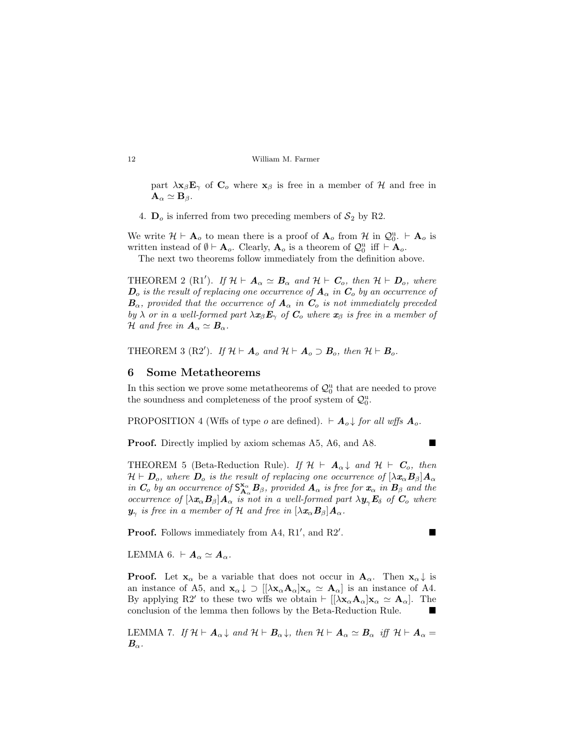part $\lambda \mathbf{x}_\beta \mathbf{E}_\gamma$ of $\mathbf{C}_o$ where $\mathbf{x}_\beta$ is free in a member of $\mathcal{H}$ and free in $\mathbf{A}_\alpha \simeq \mathbf{B}_\beta$.

4. $\mathbf{D}_o$ is inferred from two preceding members of $\mathcal{S}_2$ by R2.

We write $\mathcal{H} \vdash \mathbf{A}_o$ to mean there is a proof of $\mathbf{A}_o$ from $\mathcal{H}$ in $\mathcal{Q}_0^{\rm u}$. $\vdash \mathbf{A}_o$ is written instead of $\emptyset \vdash \mathbf{A}_o$. Clearly, $\mathbf{A}_o$ is a theorem of $\mathcal{Q}_0^{\rm u}$ iff $\vdash \mathbf{A}_o$.

The next two theorems follow immediately from the definition above.

THEOREM 2 (R1′). *If $\mathcal{H} \vdash \boldsymbol{A}_\alpha \simeq \boldsymbol{B}_\alpha$ and $\mathcal{H} \vdash \boldsymbol{C}_o$, then $\mathcal{H} \vdash \boldsymbol{D}_o$, where $\boldsymbol{D}_o$ is the result of replacing one occurrence of $\boldsymbol{A}_\alpha$ in $\boldsymbol{C}_o$ by an occurrence of $\boldsymbol{B}_\alpha$, provided that the occurrence of $\boldsymbol{A}_\alpha$ in $\boldsymbol{C}_o$ is not immediately preceded by $\lambda$ or in a well-formed part $\lambda \boldsymbol{x}_\beta \boldsymbol{E}_\gamma$ of $\boldsymbol{C}_o$ where $\boldsymbol{x}_\beta$ is free in a member of $\mathcal{H}$ and free in $\boldsymbol{A}_\alpha \simeq \boldsymbol{B}_\alpha$.*

THEOREM 3 (R2′). *If $\mathcal{H} \vdash \boldsymbol{A}_o$ and $\mathcal{H} \vdash \boldsymbol{A}_o \supset \boldsymbol{B}_o$, then $\mathcal{H} \vdash \boldsymbol{B}_o$.*

## 6 Some Metatheorems

In this section we prove some metatheorems of $\mathcal{Q}_0^{\rm u}$ that are needed to prove the soundness and completeness of the proof system of $\mathcal{Q}_0^{\rm u}$.

PROPOSITION 4 (Wffs of type $o$ are defined). *$\vdash \boldsymbol{A}_o\downarrow$ for all wffs $\boldsymbol{A}_o$.*

**Proof.** Directly implied by axiom schemas A5, A6, and A8. ∎

THEOREM 5 (Beta-Reduction Rule). *If $\mathcal{H} \vdash \boldsymbol{A}_\alpha\downarrow$ and $\mathcal{H} \vdash \boldsymbol{C}_o$, then $\mathcal{H} \vdash \boldsymbol{D}_o$, where $\boldsymbol{D}_o$ is the result of replacing one occurrence of $[\lambda \boldsymbol{x}_\alpha \boldsymbol{B}_\beta]\boldsymbol{A}_\alpha$ in $\boldsymbol{C}_o$ by an occurrence of $\mathsf{S}^{\mathbf{x}_\alpha}_{\mathbf{A}_\alpha} \boldsymbol{B}_\beta$, provided $\boldsymbol{A}_\alpha$ is free for $\boldsymbol{x}_\alpha$ in $\boldsymbol{B}_\beta$ and the occurrence of $[\lambda \boldsymbol{x}_\alpha \boldsymbol{B}_\beta]\boldsymbol{A}_\alpha$ is not in a well-formed part $\lambda \boldsymbol{y}_\gamma \boldsymbol{E}_\delta$ of $\boldsymbol{C}_o$ where $\boldsymbol{y}_\gamma$ is free in a member of $\mathcal{H}$ and free in $[\lambda \boldsymbol{x}_\alpha \boldsymbol{B}_\beta]\boldsymbol{A}_\alpha$.*

**Proof.** Follows immediately from A4, R1′, and R2′. ∎

LEMMA 6. *$\vdash \boldsymbol{A}_\alpha \simeq \boldsymbol{A}_\alpha$.*

**Proof.** Let $\mathbf{x}_\alpha$ be a variable that does not occur in $\mathbf{A}_\alpha$. Then $\mathbf{x}_\alpha\downarrow$ is an instance of A5, and $\mathbf{x}_\alpha\downarrow \supset [[\lambda \mathbf{x}_\alpha \mathbf{A}_\alpha]\mathbf{x}_\alpha \simeq \mathbf{A}_\alpha]$ is an instance of A4. By applying R2′ to these two wffs we obtain $\vdash [[\lambda \mathbf{x}_\alpha \mathbf{A}_\alpha]\mathbf{x}_\alpha \simeq \mathbf{A}_\alpha]$. The conclusion of the lemma then follows by the Beta-Reduction Rule. ∎

LEMMA 7. *If $\mathcal{H} \vdash \boldsymbol{A}_\alpha\downarrow$ and $\mathcal{H} \vdash \boldsymbol{B}_\alpha\downarrow$, then $\mathcal{H} \vdash \boldsymbol{A}_\alpha \simeq \boldsymbol{B}_\alpha$ iff $\mathcal{H} \vdash \boldsymbol{A}_\alpha = \boldsymbol{B}_\alpha$.*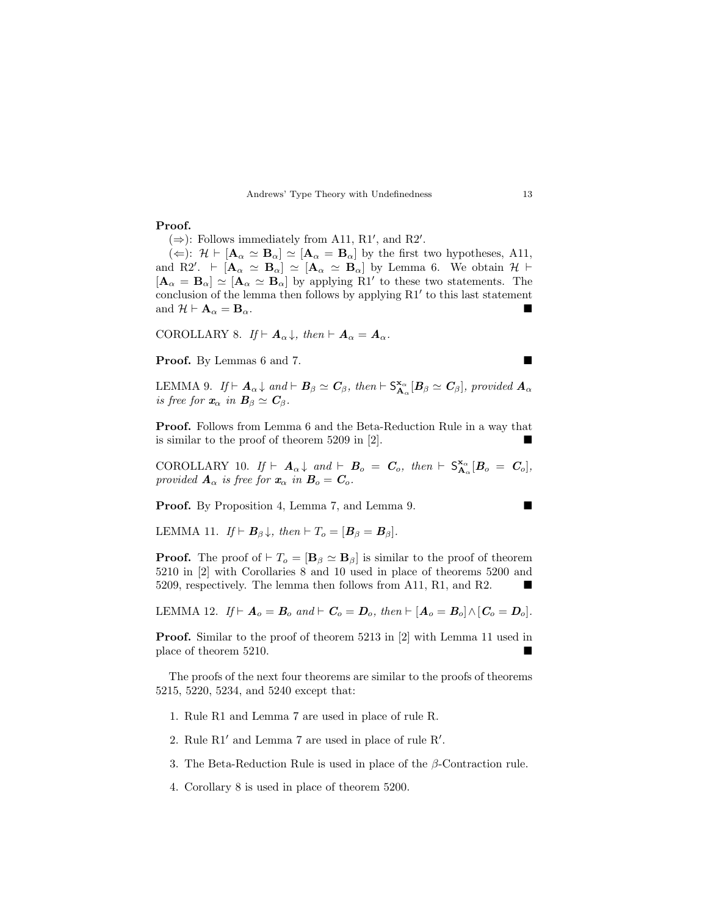**Proof.**

($\Rightarrow$): Follows immediately from A11, R1′, and R2′.

($\Leftarrow$): $\mathcal{H} \vdash [\mathbf{A}_\alpha \simeq \mathbf{B}_\alpha] \simeq [\mathbf{A}_\alpha = \mathbf{B}_\alpha]$ by the first two hypotheses, A11, and R2′. $\vdash [\mathbf{A}_\alpha \simeq \mathbf{B}_\alpha] \simeq [\mathbf{A}_\alpha \simeq \mathbf{B}_\alpha]$ by Lemma 6. We obtain $\mathcal{H} \vdash [\mathbf{A}_\alpha = \mathbf{B}_\alpha] \simeq [\mathbf{A}_\alpha \simeq \mathbf{B}_\alpha]$ by applying R1′ to these two statements. The conclusion of the lemma then follows by applying R1′ to this last statement and $\mathcal{H} \vdash \mathbf{A}_\alpha = \mathbf{B}_\alpha$. ■

COROLLARY 8. *If* $\vdash \boldsymbol{A}_\alpha\!\downarrow$*, then* $\vdash \boldsymbol{A}_\alpha = \boldsymbol{A}_\alpha$*.*

**Proof.** By Lemmas 6 and 7. ■

LEMMA 9. *If* $\vdash \boldsymbol{A}_\alpha\!\downarrow$ *and* $\vdash \boldsymbol{B}_\beta \simeq \boldsymbol{C}_\beta$*, then* $\vdash \mathsf{S}^{\mathbf{x}_\alpha}_{\mathbf{A}_\alpha}[\boldsymbol{B}_\beta \simeq \boldsymbol{C}_\beta]$*, provided* $\boldsymbol{A}_\alpha$ *is free for* $\boldsymbol{x}_\alpha$ *in* $\boldsymbol{B}_\beta \simeq \boldsymbol{C}_\beta$*.*

**Proof.** Follows from Lemma 6 and the Beta-Reduction Rule in a way that is similar to the proof of theorem 5209 in [2]. ■

COROLLARY 10. *If* $\vdash \boldsymbol{A}_\alpha\!\downarrow$ *and* $\vdash \boldsymbol{B}_o = \boldsymbol{C}_o$*, then* $\vdash \mathsf{S}^{\mathbf{x}_\alpha}_{\mathbf{A}_\alpha}[\boldsymbol{B}_o = \boldsymbol{C}_o]$*, provided* $\boldsymbol{A}_\alpha$ *is free for* $\boldsymbol{x}_\alpha$ *in* $\boldsymbol{B}_o = \boldsymbol{C}_o$*.*

**Proof.** By Proposition 4, Lemma 7, and Lemma 9. ■

LEMMA 11. *If* $\vdash \boldsymbol{B}_\beta\!\downarrow$*, then* $\vdash T_o = [\boldsymbol{B}_\beta = \boldsymbol{B}_\beta]$*.*

**Proof.** The proof of $\vdash T_o = [\mathbf{B}_\beta \simeq \mathbf{B}_\beta]$ is similar to the proof of theorem 5210 in [2] with Corollaries 8 and 10 used in place of theorems 5200 and 5209, respectively. The lemma then follows from A11, R1, and R2. ■

LEMMA 12. *If* $\vdash \boldsymbol{A}_o = \boldsymbol{B}_o$ *and* $\vdash \boldsymbol{C}_o = \boldsymbol{D}_o$*, then* $\vdash [\boldsymbol{A}_o = \boldsymbol{B}_o] \wedge [\boldsymbol{C}_o = \boldsymbol{D}_o]$*.*

**Proof.** Similar to the proof of theorem 5213 in [2] with Lemma 11 used in place of theorem 5210. ■

The proofs of the next four theorems are similar to the proofs of theorems 5215, 5220, 5234, and 5240 except that:

1. Rule R1 and Lemma 7 are used in place of rule R.
2. Rule R1′ and Lemma 7 are used in place of rule R′.
3. The Beta-Reduction Rule is used in place of the $\beta$-Contraction rule.
4. Corollary 8 is used in place of theorem 5200.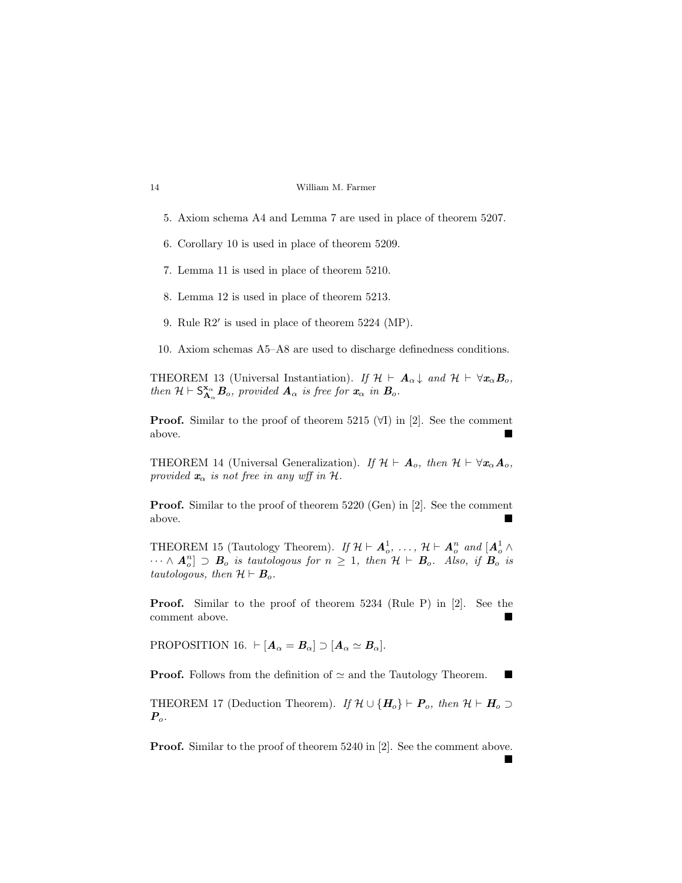5. Axiom schema A4 and Lemma 7 are used in place of theorem 5207.

6. Corollary 10 is used in place of theorem 5209.

7. Lemma 11 is used in place of theorem 5210.

8. Lemma 12 is used in place of theorem 5213.

9. Rule R2′ is used in place of theorem 5224 (MP).

10. Axiom schemas A5–A8 are used to discharge definedness conditions.

THEOREM 13 (Universal Instantiation). *If* $\mathcal{H} \vdash \boldsymbol{A}_\alpha\!\downarrow$ *and* $\mathcal{H} \vdash \forall \boldsymbol{x}_\alpha \boldsymbol{B}_o$, *then* $\mathcal{H} \vdash \mathsf{S}^{\mathbf{x}_\alpha}_{\mathbf{A}_\alpha} \boldsymbol{B}_o$, *provided* $\boldsymbol{A}_\alpha$ *is free for* $\boldsymbol{x}_\alpha$ *in* $\boldsymbol{B}_o$.

**Proof.** Similar to the proof of theorem 5215 (∀I) in [2]. See the comment above. ■

THEOREM 14 (Universal Generalization). *If* $\mathcal{H} \vdash \boldsymbol{A}_o$, *then* $\mathcal{H} \vdash \forall \boldsymbol{x}_\alpha \boldsymbol{A}_o$, *provided* $\boldsymbol{x}_\alpha$ *is not free in any wff in* $\mathcal{H}$.

**Proof.** Similar to the proof of theorem 5220 (Gen) in [2]. See the comment above. ■

THEOREM 15 (Tautology Theorem). *If* $\mathcal{H} \vdash \boldsymbol{A}^1_o, \ldots, \mathcal{H} \vdash \boldsymbol{A}^n_o$ *and* $[\boldsymbol{A}^1_o \wedge \cdots \wedge \boldsymbol{A}^n_o] \supset \boldsymbol{B}_o$ *is tautologous for* $n \geq 1$, *then* $\mathcal{H} \vdash \boldsymbol{B}_o$. *Also, if* $\boldsymbol{B}_o$ *is tautologous, then* $\mathcal{H} \vdash \boldsymbol{B}_o$.

**Proof.** Similar to the proof of theorem 5234 (Rule P) in [2]. See the comment above. ■

PROPOSITION 16. $\vdash [\boldsymbol{A}_\alpha = \boldsymbol{B}_\alpha] \supset [\boldsymbol{A}_\alpha \simeq \boldsymbol{B}_\alpha]$.

**Proof.** Follows from the definition of $\simeq$ and the Tautology Theorem. ■

THEOREM 17 (Deduction Theorem). *If* $\mathcal{H} \cup \{\boldsymbol{H}_o\} \vdash \boldsymbol{P}_o$, *then* $\mathcal{H} \vdash \boldsymbol{H}_o \supset \boldsymbol{P}_o$.

**Proof.** Similar to the proof of theorem 5240 in [2]. See the comment above. ■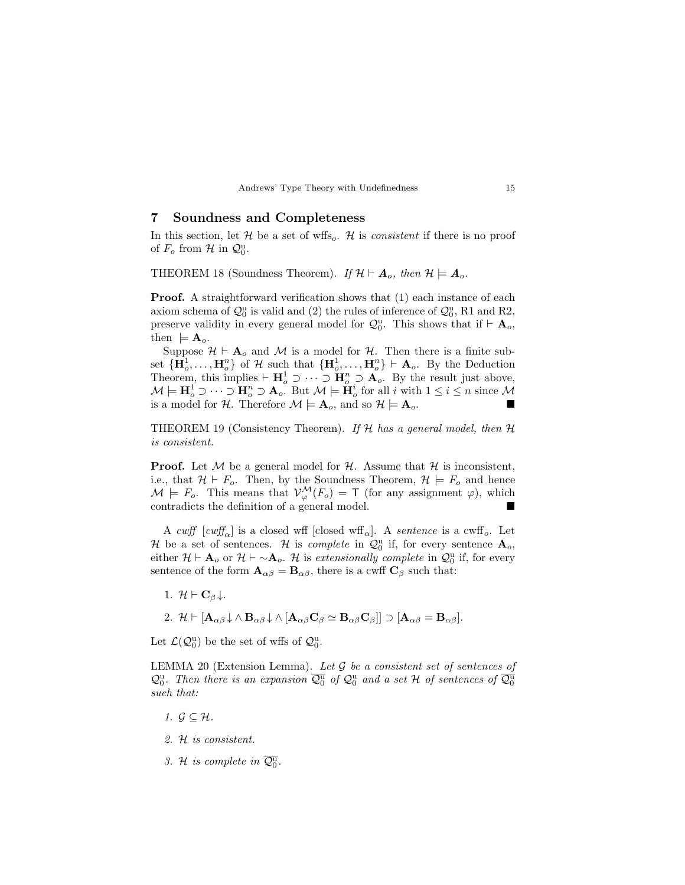## 7 Soundness and Completeness

In this section, let $\mathcal{H}$ be a set of wffs$_o$. $\mathcal{H}$ is *consistent* if there is no proof of $F_o$ from $\mathcal{H}$ in $\mathcal{Q}_0^{\mathrm{u}}$.

THEOREM 18 (Soundness Theorem). *If $\mathcal{H} \vdash \mathbf{A}_o$, then $\mathcal{H} \models \mathbf{A}_o$.*

**Proof.** A straightforward verification shows that (1) each instance of each axiom schema of $\mathcal{Q}_0^{\mathrm{u}}$ is valid and (2) the rules of inference of $\mathcal{Q}_0^{\mathrm{u}}$, R1 and R2, preserve validity in every general model for $\mathcal{Q}_0^{\mathrm{u}}$. This shows that if $\vdash \mathbf{A}_o$, then $\models \mathbf{A}_o$.

Suppose $\mathcal{H} \vdash \mathbf{A}_o$ and $\mathcal{M}$ is a model for $\mathcal{H}$. Then there is a finite subset $\{\mathbf{H}_o^1, \ldots, \mathbf{H}_o^n\}$ of $\mathcal{H}$ such that $\{\mathbf{H}_o^1, \ldots, \mathbf{H}_o^n\} \vdash \mathbf{A}_o$. By the Deduction Theorem, this implies $\vdash \mathbf{H}_o^1 \supset \cdots \supset \mathbf{H}_o^n \supset \mathbf{A}_o$. By the result just above, $\mathcal{M} \models \mathbf{H}_o^1 \supset \cdots \supset \mathbf{H}_o^n \supset \mathbf{A}_o$. But $\mathcal{M} \models \mathbf{H}_o^i$ for all $i$ with $1 \leq i \leq n$ since $\mathcal{M}$ is a model for $\mathcal{H}$. Therefore $\mathcal{M} \models \mathbf{A}_o$, and so $\mathcal{H} \models \mathbf{A}_o$. ■

THEOREM 19 (Consistency Theorem). *If $\mathcal{H}$ has a general model, then $\mathcal{H}$ is consistent.*

**Proof.** Let $\mathcal{M}$ be a general model for $\mathcal{H}$. Assume that $\mathcal{H}$ is inconsistent, i.e., that $\mathcal{H} \vdash F_o$. Then, by the Soundness Theorem, $\mathcal{H} \models F_o$ and hence $\mathcal{M} \models F_o$. This means that $\mathcal{V}_\varphi^{\mathcal{M}}(F_o) = \mathsf{T}$ (for any assignment $\varphi$), which contradicts the definition of a general model. ■

A *cwff* [*cwff*$_\alpha$] is a closed wff [closed wff$_\alpha$]. A *sentence* is a cwff$_o$. Let $\mathcal{H}$ be a set of sentences. $\mathcal{H}$ is *complete* in $\mathcal{Q}_0^{\mathrm{u}}$ if, for every sentence $\mathbf{A}_o$, either $\mathcal{H} \vdash \mathbf{A}_o$ or $\mathcal{H} \vdash {\sim}\mathbf{A}_o$. $\mathcal{H}$ is *extensionally complete* in $\mathcal{Q}_0^{\mathrm{u}}$ if, for every sentence of the form $\mathbf{A}_{\alpha\beta} = \mathbf{B}_{\alpha\beta}$, there is a cwff $\mathbf{C}_\beta$ such that:

1. $\mathcal{H} \vdash \mathbf{C}_\beta\!\downarrow$.
2. $\mathcal{H} \vdash [\mathbf{A}_{\alpha\beta}\!\downarrow \wedge\, \mathbf{B}_{\alpha\beta}\!\downarrow \wedge\, [\mathbf{A}_{\alpha\beta}\mathbf{C}_\beta \simeq \mathbf{B}_{\alpha\beta}\mathbf{C}_\beta]] \supset [\mathbf{A}_{\alpha\beta} = \mathbf{B}_{\alpha\beta}]$.

Let $\mathcal{L}(\mathcal{Q}_0^{\mathrm{u}})$ be the set of wffs of $\mathcal{Q}_0^{\mathrm{u}}$.

LEMMA 20 (Extension Lemma). *Let $\mathcal{G}$ be a consistent set of sentences of $\mathcal{Q}_0^{\mathrm{u}}$. Then there is an expansion $\overline{\mathcal{Q}_0^{\mathrm{u}}}$ of $\mathcal{Q}_0^{\mathrm{u}}$ and a set $\mathcal{H}$ of sentences of $\overline{\mathcal{Q}_0^{\mathrm{u}}}$ such that:*

1. *$\mathcal{G} \subseteq \mathcal{H}$.*
2. *$\mathcal{H}$ is consistent.*
3. *$\mathcal{H}$ is complete in $\overline{\mathcal{Q}_0^{\mathrm{u}}}$.*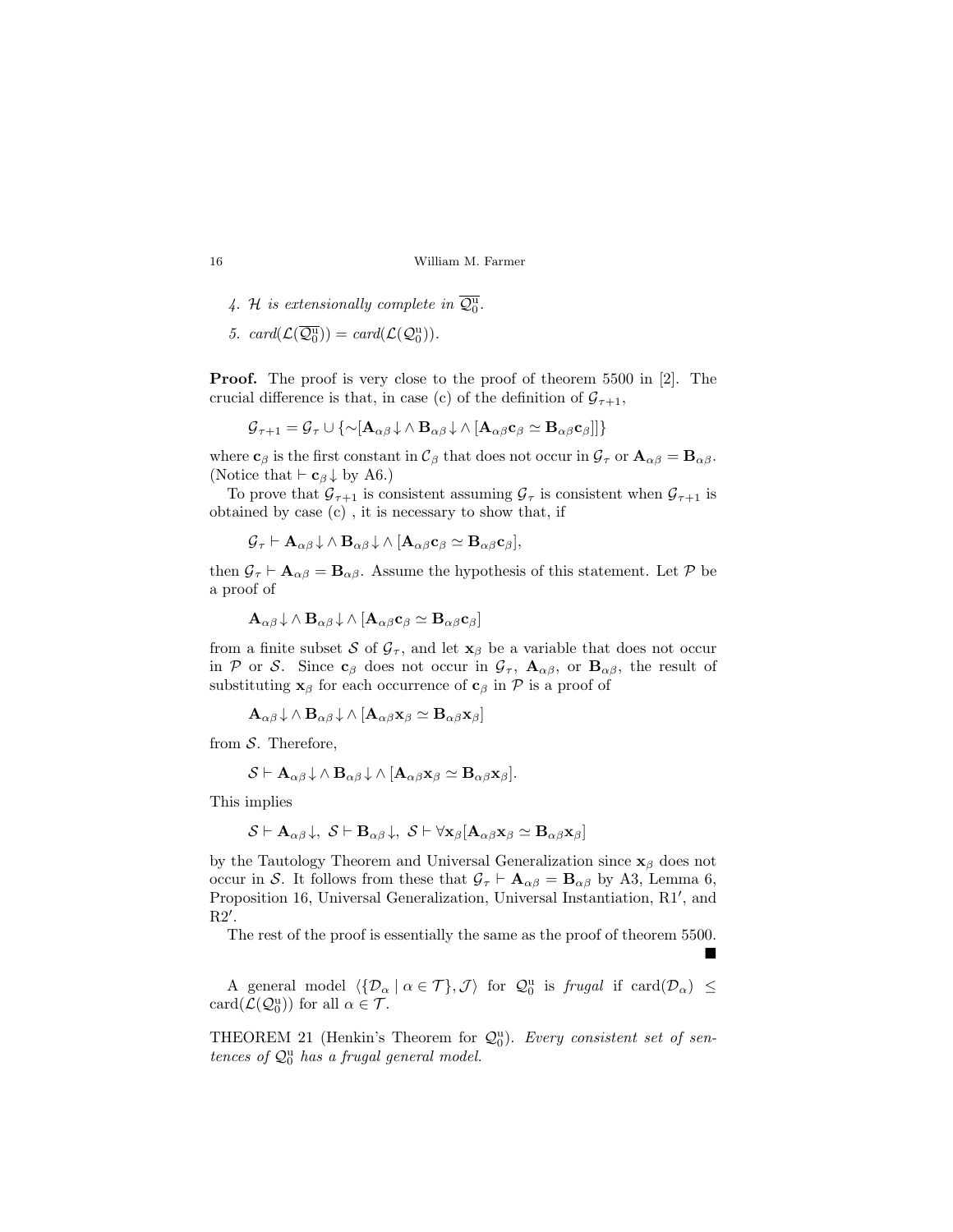4. *$\mathcal{H}$ is extensionally complete in $\overline{\mathcal{Q}_0^{\mathrm{u}}}$.*

5. *card($\mathcal{L}(\overline{\mathcal{Q}_0^{\mathrm{u}}})$) = card($\mathcal{L}(\mathcal{Q}_0^{\mathrm{u}})$).*

**Proof.** The proof is very close to the proof of theorem 5500 in [2]. The crucial difference is that, in case (c) of the definition of $\mathcal{G}_{\tau+1}$,

$$\mathcal{G}_{\tau+1} = \mathcal{G}_\tau \cup \{{\sim}[\mathbf{A}_{\alpha\beta}\!\downarrow \wedge\, \mathbf{B}_{\alpha\beta}\!\downarrow \wedge\, [\mathbf{A}_{\alpha\beta}\mathbf{c}_\beta \simeq \mathbf{B}_{\alpha\beta}\mathbf{c}_\beta]]\}$$

where $\mathbf{c}_\beta$ is the first constant in $\mathcal{C}_\beta$ that does not occur in $\mathcal{G}_\tau$ or $\mathbf{A}_{\alpha\beta} = \mathbf{B}_{\alpha\beta}$. (Notice that $\vdash \mathbf{c}_\beta\!\downarrow$ by A6.)

To prove that $\mathcal{G}_{\tau+1}$ is consistent assuming $\mathcal{G}_\tau$ is consistent when $\mathcal{G}_{\tau+1}$ is obtained by case (c) , it is necessary to show that, if

$$\mathcal{G}_\tau \vdash \mathbf{A}_{\alpha\beta}\!\downarrow \wedge\, \mathbf{B}_{\alpha\beta}\!\downarrow \wedge\, [\mathbf{A}_{\alpha\beta}\mathbf{c}_\beta \simeq \mathbf{B}_{\alpha\beta}\mathbf{c}_\beta],$$

then $\mathcal{G}_\tau \vdash \mathbf{A}_{\alpha\beta} = \mathbf{B}_{\alpha\beta}$. Assume the hypothesis of this statement. Let $\mathcal{P}$ be a proof of

$$\mathbf{A}_{\alpha\beta}\!\downarrow \wedge\, \mathbf{B}_{\alpha\beta}\!\downarrow \wedge\, [\mathbf{A}_{\alpha\beta}\mathbf{c}_\beta \simeq \mathbf{B}_{\alpha\beta}\mathbf{c}_\beta]$$

from a finite subset $\mathcal{S}$ of $\mathcal{G}_\tau$, and let $\mathbf{x}_\beta$ be a variable that does not occur in $\mathcal{P}$ or $\mathcal{S}$. Since $\mathbf{c}_\beta$ does not occur in $\mathcal{G}_\tau$, $\mathbf{A}_{\alpha\beta}$, or $\mathbf{B}_{\alpha\beta}$, the result of substituting $\mathbf{x}_\beta$ for each occurrence of $\mathbf{c}_\beta$ in $\mathcal{P}$ is a proof of

$$\mathbf{A}_{\alpha\beta}\!\downarrow \wedge\, \mathbf{B}_{\alpha\beta}\!\downarrow \wedge\, [\mathbf{A}_{\alpha\beta}\mathbf{x}_\beta \simeq \mathbf{B}_{\alpha\beta}\mathbf{x}_\beta]$$

from $\mathcal{S}$. Therefore,

$$\mathcal{S} \vdash \mathbf{A}_{\alpha\beta}\!\downarrow \wedge\, \mathbf{B}_{\alpha\beta}\!\downarrow \wedge\, [\mathbf{A}_{\alpha\beta}\mathbf{x}_\beta \simeq \mathbf{B}_{\alpha\beta}\mathbf{x}_\beta].$$

This implies

$$\mathcal{S} \vdash \mathbf{A}_{\alpha\beta}\!\downarrow,\ \mathcal{S} \vdash \mathbf{B}_{\alpha\beta}\!\downarrow,\ \mathcal{S} \vdash \forall \mathbf{x}_\beta[\mathbf{A}_{\alpha\beta}\mathbf{x}_\beta \simeq \mathbf{B}_{\alpha\beta}\mathbf{x}_\beta]$$

by the Tautology Theorem and Universal Generalization since $\mathbf{x}_\beta$ does not occur in $\mathcal{S}$. It follows from these that $\mathcal{G}_\tau \vdash \mathbf{A}_{\alpha\beta} = \mathbf{B}_{\alpha\beta}$ by A3, Lemma 6, Proposition 16, Universal Generalization, Universal Instantiation, R1$'$, and R2$'$.

The rest of the proof is essentially the same as the proof of theorem 5500. ■

A general model $\langle\{\mathcal{D}_\alpha \mid \alpha \in \mathcal{T}\}, \mathcal{J}\rangle$ for $\mathcal{Q}_0^{\mathrm{u}}$ is *frugal* if $\mathrm{card}(\mathcal{D}_\alpha) \leq \mathrm{card}(\mathcal{L}(\mathcal{Q}_0^{\mathrm{u}}))$ for all $\alpha \in \mathcal{T}$.

THEOREM 21 (Henkin's Theorem for $\mathcal{Q}_0^{\mathrm{u}}$). *Every consistent set of sentences of $\mathcal{Q}_0^{\mathrm{u}}$ has a frugal general model.*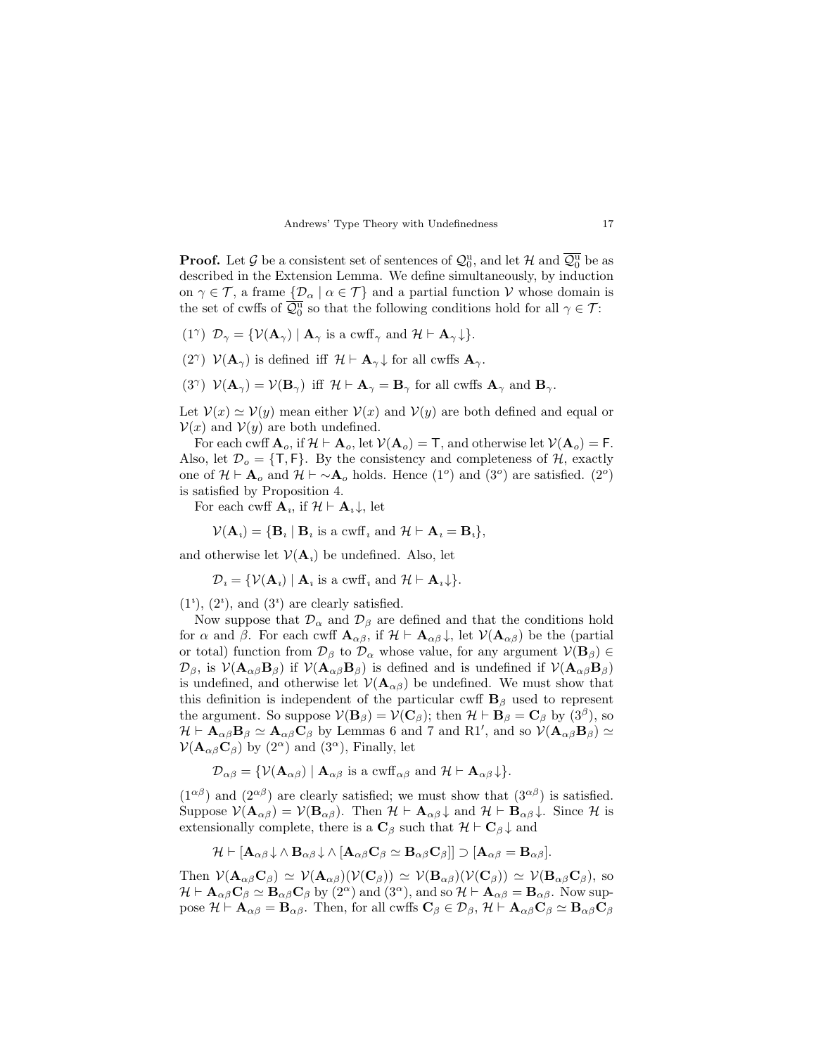**Proof.** Let $\mathcal{G}$ be a consistent set of sentences of $\mathcal{Q}_0^{\rm u}$, and let $\mathcal{H}$ and $\overline{\mathcal{Q}_0^{\rm u}}$ be as described in the Extension Lemma. We define simultaneously, by induction on $\gamma \in \mathcal{T}$, a frame $\{\mathcal{D}_\alpha \mid \alpha \in \mathcal{T}\}$ and a partial function $\mathcal{V}$ whose domain is the set of cwffs of $\overline{\mathcal{Q}_0^{\rm u}}$ so that the following conditions hold for all $\gamma \in \mathcal{T}$:

($1^\gamma$) $\mathcal{D}_\gamma = \{\mathcal{V}(\mathbf{A}_\gamma) \mid \mathbf{A}_\gamma \text{ is a cwff}_\gamma \text{ and } \mathcal{H} \vdash \mathbf{A}_\gamma\!\downarrow\}$.

($2^\gamma$) $\mathcal{V}(\mathbf{A}_\gamma)$ is defined iff $\mathcal{H} \vdash \mathbf{A}_\gamma\!\downarrow$ for all cwffs $\mathbf{A}_\gamma$.

($3^\gamma$) $\mathcal{V}(\mathbf{A}_\gamma) = \mathcal{V}(\mathbf{B}_\gamma)$ iff $\mathcal{H} \vdash \mathbf{A}_\gamma = \mathbf{B}_\gamma$ for all cwffs $\mathbf{A}_\gamma$ and $\mathbf{B}_\gamma$.

Let $\mathcal{V}(x) \simeq \mathcal{V}(y)$ mean either $\mathcal{V}(x)$ and $\mathcal{V}(y)$ are both defined and equal or $\mathcal{V}(x)$ and $\mathcal{V}(y)$ are both undefined.

For each cwff $\mathbf{A}_o$, if $\mathcal{H} \vdash \mathbf{A}_o$, let $\mathcal{V}(\mathbf{A}_o) = \mathsf{T}$, and otherwise let $\mathcal{V}(\mathbf{A}_o) = \mathsf{F}$. Also, let $\mathcal{D}_o = \{\mathsf{T}, \mathsf{F}\}$. By the consistency and completeness of $\mathcal{H}$, exactly one of $\mathcal{H} \vdash \mathbf{A}_o$ and $\mathcal{H} \vdash {\sim}\mathbf{A}_o$ holds. Hence ($1^o$) and ($3^o$) are satisfied. ($2^o$) is satisfied by Proposition 4.

For each cwff $\mathbf{A}_\imath$, if $\mathcal{H} \vdash \mathbf{A}_\imath\!\downarrow$, let

$$\mathcal{V}(\mathbf{A}_\imath) = \{\mathbf{B}_\imath \mid \mathbf{B}_\imath \text{ is a cwff}_\imath \text{ and } \mathcal{H} \vdash \mathbf{A}_\imath = \mathbf{B}_\imath\},$$

and otherwise let $\mathcal{V}(\mathbf{A}_\imath)$ be undefined. Also, let

$$\mathcal{D}_\imath = \{\mathcal{V}(\mathbf{A}_\imath) \mid \mathbf{A}_\imath \text{ is a cwff}_\imath \text{ and } \mathcal{H} \vdash \mathbf{A}_\imath\!\downarrow\}.$$

($1^\imath$), ($2^\imath$), and ($3^\imath$) are clearly satisfied.

Now suppose that $\mathcal{D}_\alpha$ and $\mathcal{D}_\beta$ are defined and that the conditions hold for $\alpha$ and $\beta$. For each cwff $\mathbf{A}_{\alpha\beta}$, if $\mathcal{H} \vdash \mathbf{A}_{\alpha\beta}\!\downarrow$, let $\mathcal{V}(\mathbf{A}_{\alpha\beta})$ be the (partial or total) function from $\mathcal{D}_\beta$ to $\mathcal{D}_\alpha$ whose value, for any argument $\mathcal{V}(\mathbf{B}_\beta) \in \mathcal{D}_\beta$, is $\mathcal{V}(\mathbf{A}_{\alpha\beta}\mathbf{B}_\beta)$ if $\mathcal{V}(\mathbf{A}_{\alpha\beta}\mathbf{B}_\beta)$ is defined and is undefined if $\mathcal{V}(\mathbf{A}_{\alpha\beta}\mathbf{B}_\beta)$ is undefined, and otherwise let $\mathcal{V}(\mathbf{A}_{\alpha\beta})$ be undefined. We must show that this definition is independent of the particular cwff $\mathbf{B}_\beta$ used to represent the argument. So suppose $\mathcal{V}(\mathbf{B}_\beta) = \mathcal{V}(\mathbf{C}_\beta)$; then $\mathcal{H} \vdash \mathbf{B}_\beta = \mathbf{C}_\beta$ by ($3^\beta$), so $\mathcal{H} \vdash \mathbf{A}_{\alpha\beta}\mathbf{B}_\beta \simeq \mathbf{A}_{\alpha\beta}\mathbf{C}_\beta$ by Lemmas 6 and 7 and R1$'$, and so $\mathcal{V}(\mathbf{A}_{\alpha\beta}\mathbf{B}_\beta) \simeq \mathcal{V}(\mathbf{A}_{\alpha\beta}\mathbf{C}_\beta)$ by ($2^\alpha$) and ($3^\alpha$), Finally, let

$$\mathcal{D}_{\alpha\beta} = \{\mathcal{V}(\mathbf{A}_{\alpha\beta}) \mid \mathbf{A}_{\alpha\beta} \text{ is a cwff}_{\alpha\beta} \text{ and } \mathcal{H} \vdash \mathbf{A}_{\alpha\beta}\!\downarrow\}.$$

($1^{\alpha\beta}$) and ($2^{\alpha\beta}$) are clearly satisfied; we must show that ($3^{\alpha\beta}$) is satisfied. Suppose $\mathcal{V}(\mathbf{A}_{\alpha\beta}) = \mathcal{V}(\mathbf{B}_{\alpha\beta})$. Then $\mathcal{H} \vdash \mathbf{A}_{\alpha\beta}\!\downarrow$ and $\mathcal{H} \vdash \mathbf{B}_{\alpha\beta}\!\downarrow$. Since $\mathcal{H}$ is extensionally complete, there is a $\mathbf{C}_\beta$ such that $\mathcal{H} \vdash \mathbf{C}_\beta\!\downarrow$ and

$$\mathcal{H} \vdash [\mathbf{A}_{\alpha\beta}\!\downarrow \wedge\, \mathbf{B}_{\alpha\beta}\!\downarrow \wedge [\mathbf{A}_{\alpha\beta}\mathbf{C}_\beta \simeq \mathbf{B}_{\alpha\beta}\mathbf{C}_\beta]] \supset [\mathbf{A}_{\alpha\beta} = \mathbf{B}_{\alpha\beta}].$$

Then $\mathcal{V}(\mathbf{A}_{\alpha\beta}\mathbf{C}_\beta) \simeq \mathcal{V}(\mathbf{A}_{\alpha\beta})(\mathcal{V}(\mathbf{C}_\beta)) \simeq \mathcal{V}(\mathbf{B}_{\alpha\beta})(\mathcal{V}(\mathbf{C}_\beta)) \simeq \mathcal{V}(\mathbf{B}_{\alpha\beta}\mathbf{C}_\beta)$, so $\mathcal{H} \vdash \mathbf{A}_{\alpha\beta}\mathbf{C}_\beta \simeq \mathbf{B}_{\alpha\beta}\mathbf{C}_\beta$ by ($2^\alpha$) and ($3^\alpha$), and so $\mathcal{H} \vdash \mathbf{A}_{\alpha\beta} = \mathbf{B}_{\alpha\beta}$. Now suppose $\mathcal{H} \vdash \mathbf{A}_{\alpha\beta} = \mathbf{B}_{\alpha\beta}$. Then, for all cwffs $\mathbf{C}_\beta \in \mathcal{D}_\beta$, $\mathcal{H} \vdash \mathbf{A}_{\alpha\beta}\mathbf{C}_\beta \simeq \mathbf{B}_{\alpha\beta}\mathbf{C}_\beta$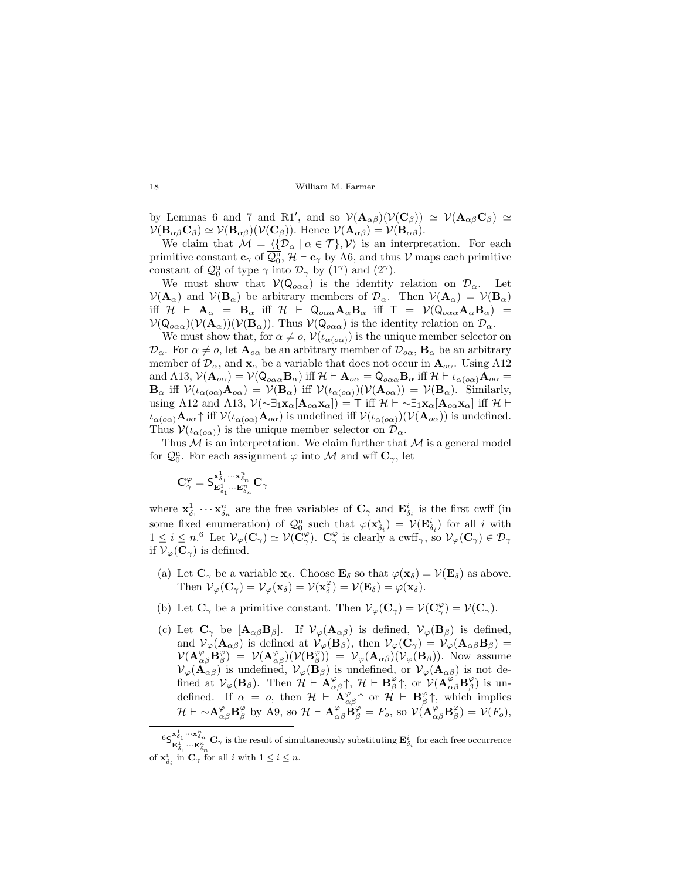by Lemmas 6 and 7 and R1′, and so $\mathcal{V}(\mathbf{A}_{\alpha\beta})(\mathcal{V}(\mathbf{C}_\beta)) \simeq \mathcal{V}(\mathbf{A}_{\alpha\beta}\mathbf{C}_\beta) \simeq \mathcal{V}(\mathbf{B}_{\alpha\beta}\mathbf{C}_\beta) \simeq \mathcal{V}(\mathbf{B}_{\alpha\beta})(\mathcal{V}(\mathbf{C}_\beta))$. Hence $\mathcal{V}(\mathbf{A}_{\alpha\beta}) = \mathcal{V}(\mathbf{B}_{\alpha\beta})$.

We claim that $\mathcal{M} = \langle \{\mathcal{D}_\alpha \mid \alpha \in \mathcal{T}\}, \mathcal{V}\rangle$ is an interpretation. For each primitive constant $\mathbf{c}_\gamma$ of $\overline{\mathcal{Q}_0^{\mathrm{u}}}$, $\mathcal{H} \vdash \mathbf{c}_\gamma$ by A6, and thus $\mathcal{V}$ maps each primitive constant of $\overline{\mathcal{Q}_0^{\mathrm{u}}}$ of type $\gamma$ into $\mathcal{D}_\gamma$ by $(1^\gamma)$ and $(2^\gamma)$.

We must show that $\mathcal{V}(\mathsf{Q}_{o\alpha\alpha})$ is the identity relation on $\mathcal{D}_\alpha$. Let $\mathcal{V}(\mathbf{A}_\alpha)$ and $\mathcal{V}(\mathbf{B}_\alpha)$ be arbitrary members of $\mathcal{D}_\alpha$. Then $\mathcal{V}(\mathbf{A}_\alpha) = \mathcal{V}(\mathbf{B}_\alpha)$ iff $\mathcal{H} \vdash \mathbf{A}_\alpha = \mathbf{B}_\alpha$ iff $\mathcal{H} \vdash \mathsf{Q}_{o\alpha\alpha}\mathbf{A}_\alpha\mathbf{B}_\alpha$ iff $\mathsf{T} = \mathcal{V}(\mathsf{Q}_{o\alpha\alpha}\mathbf{A}_\alpha\mathbf{B}_\alpha) = \mathcal{V}(\mathsf{Q}_{o\alpha\alpha})(\mathcal{V}(\mathbf{A}_\alpha))(\mathcal{V}(\mathbf{B}_\alpha))$. Thus $\mathcal{V}(\mathsf{Q}_{o\alpha\alpha})$ is the identity relation on $\mathcal{D}_\alpha$.

We must show that, for $\alpha \neq o$, $\mathcal{V}(\iota_{\alpha(o\alpha)})$ is the unique member selector on $\mathcal{D}_\alpha$. For $\alpha \neq o$, let $\mathbf{A}_{o\alpha}$ be an arbitrary member of $\mathcal{D}_{o\alpha}$, $\mathbf{B}_\alpha$ be an arbitrary member of $\mathcal{D}_\alpha$, and $\mathbf{x}_\alpha$ be a variable that does not occur in $\mathbf{A}_{o\alpha}$. Using A12 and A13, $\mathcal{V}(\mathbf{A}_{o\alpha}) = \mathcal{V}(\mathsf{Q}_{o\alpha\alpha}\mathbf{B}_\alpha)$ iff $\mathcal{H} \vdash \mathbf{A}_{o\alpha} = \mathsf{Q}_{o\alpha\alpha}\mathbf{B}_\alpha$ iff $\mathcal{H} \vdash \iota_{\alpha(o\alpha)}\mathbf{A}_{o\alpha} = \mathbf{B}_\alpha$ iff $\mathcal{V}(\iota_{\alpha(o\alpha)}\mathbf{A}_{o\alpha}) = \mathcal{V}(\mathbf{B}_\alpha)$ iff $\mathcal{V}(\iota_{\alpha(o\alpha)})(\mathcal{V}(\mathbf{A}_{o\alpha})) = \mathcal{V}(\mathbf{B}_\alpha)$. Similarly, using A12 and A13, $\mathcal{V}(\sim\exists_1\mathbf{x}_\alpha[\mathbf{A}_{o\alpha}\mathbf{x}_\alpha]) = \mathsf{T}$ iff $\mathcal{H} \vdash \sim\exists_1\mathbf{x}_\alpha[\mathbf{A}_{o\alpha}\mathbf{x}_\alpha]$ iff $\mathcal{H} \vdash \iota_{\alpha(o\alpha)}\mathbf{A}_{o\alpha}\!\uparrow$ iff $\mathcal{V}(\iota_{\alpha(o\alpha)}\mathbf{A}_{o\alpha})$ is undefined iff $\mathcal{V}(\iota_{\alpha(o\alpha)})(\mathcal{V}(\mathbf{A}_{o\alpha}))$ is undefined. Thus $\mathcal{V}(\iota_{\alpha(o\alpha)})$ is the unique member selector on $\mathcal{D}_\alpha$.

Thus $\mathcal{M}$ is an interpretation. We claim further that $\mathcal{M}$ is a general model for $\overline{\mathcal{Q}_0^{\mathrm{u}}}$. For each assignment $\varphi$ into $\mathcal{M}$ and wff $\mathbf{C}_\gamma$, let

$$\mathbf{C}_\gamma^\varphi = \mathsf{S}^{\mathbf{x}^1_{\delta_1}\cdots\mathbf{x}^n_{\delta_n}}_{\mathbf{E}^1_{\delta_1}\cdots\mathbf{E}^n_{\delta_n}}\,\mathbf{C}_\gamma$$

where $\mathbf{x}^1_{\delta_1}\cdots\mathbf{x}^n_{\delta_n}$ are the free variables of $\mathbf{C}_\gamma$ and $\mathbf{E}^i_{\delta_i}$ is the first cwff (in some fixed enumeration) of $\overline{\mathcal{Q}_0^{\mathrm{u}}}$ such that $\varphi(\mathbf{x}^i_{\delta_i}) = \mathcal{V}(\mathbf{E}^i_{\delta_i})$ for all $i$ with $1 \leq i \leq n$.[6] Let $\mathcal{V}_\varphi(\mathbf{C}_\gamma) \simeq \mathcal{V}(\mathbf{C}_\gamma^\varphi)$. $\mathbf{C}_\gamma^\varphi$ is clearly a cwff$_\gamma$, so $\mathcal{V}_\varphi(\mathbf{C}_\gamma) \in \mathcal{D}_\gamma$ if $\mathcal{V}_\varphi(\mathbf{C}_\gamma)$ is defined.

(a) Let $\mathbf{C}_\gamma$ be a variable $\mathbf{x}_\delta$. Choose $\mathbf{E}_\delta$ so that $\varphi(\mathbf{x}_\delta) = \mathcal{V}(\mathbf{E}_\delta)$ as above. Then $\mathcal{V}_\varphi(\mathbf{C}_\gamma) = \mathcal{V}_\varphi(\mathbf{x}_\delta) = \mathcal{V}(\mathbf{x}_\delta^\varphi) = \mathcal{V}(\mathbf{E}_\delta) = \varphi(\mathbf{x}_\delta)$.

(b) Let $\mathbf{C}_\gamma$ be a primitive constant. Then $\mathcal{V}_\varphi(\mathbf{C}_\gamma) = \mathcal{V}(\mathbf{C}_\gamma^\varphi) = \mathcal{V}(\mathbf{C}_\gamma)$.

(c) Let $\mathbf{C}_\gamma$ be $[\mathbf{A}_{\alpha\beta}\mathbf{B}_\beta]$. If $\mathcal{V}_\varphi(\mathbf{A}_{\alpha\beta})$ is defined, $\mathcal{V}_\varphi(\mathbf{B}_\beta)$ is defined, and $\mathcal{V}_\varphi(\mathbf{A}_{\alpha\beta})$ is defined at $\mathcal{V}_\varphi(\mathbf{B}_\beta)$, then $\mathcal{V}_\varphi(\mathbf{C}_\gamma) = \mathcal{V}_\varphi(\mathbf{A}_{\alpha\beta}\mathbf{B}_\beta) = \mathcal{V}(\mathbf{A}^\varphi_{\alpha\beta}\mathbf{B}^\varphi_\beta) = \mathcal{V}(\mathbf{A}^\varphi_{\alpha\beta})(\mathcal{V}(\mathbf{B}^\varphi_\beta)) = \mathcal{V}_\varphi(\mathbf{A}_{\alpha\beta})(\mathcal{V}_\varphi(\mathbf{B}_\beta))$. Now assume $\mathcal{V}_\varphi(\mathbf{A}_{\alpha\beta})$ is undefined, $\mathcal{V}_\varphi(\mathbf{B}_\beta)$ is undefined, or $\mathcal{V}_\varphi(\mathbf{A}_{\alpha\beta})$ is not defined at $\mathcal{V}_\varphi(\mathbf{B}_\beta)$. Then $\mathcal{H} \vdash \mathbf{A}^\varphi_{\alpha\beta}\!\uparrow$, $\mathcal{H} \vdash \mathbf{B}^\varphi_\beta\!\uparrow$, or $\mathcal{V}(\mathbf{A}^\varphi_{\alpha\beta}\mathbf{B}^\varphi_\beta)$ is undefined. If $\alpha = o$, then $\mathcal{H} \vdash \mathbf{A}^\varphi_{\alpha\beta}\!\uparrow$ or $\mathcal{H} \vdash \mathbf{B}^\varphi_\beta\!\uparrow$, which implies $\mathcal{H} \vdash \sim\mathbf{A}^\varphi_{\alpha\beta}\mathbf{B}^\varphi_\beta$ by A9, so $\mathcal{H} \vdash \mathbf{A}^\varphi_{\alpha\beta}\mathbf{B}^\varphi_\beta = F_o$, so $\mathcal{V}(\mathbf{A}^\varphi_{\alpha\beta}\mathbf{B}^\varphi_\beta) = \mathcal{V}(F_o)$,

---

[6] $\mathsf{S}^{\mathbf{x}^1_{\delta_1}\cdots\mathbf{x}^n_{\delta_n}}_{\mathbf{E}^1_{\delta_1}\cdots\mathbf{E}^n_{\delta_n}}\,\mathbf{C}_\gamma$ is the result of simultaneously substituting $\mathbf{E}^i_{\delta_i}$ for each free occurrence of $\mathbf{x}^i_{\delta_i}$ in $\mathbf{C}_\gamma$ for all $i$ with $1 \leq i \leq n$.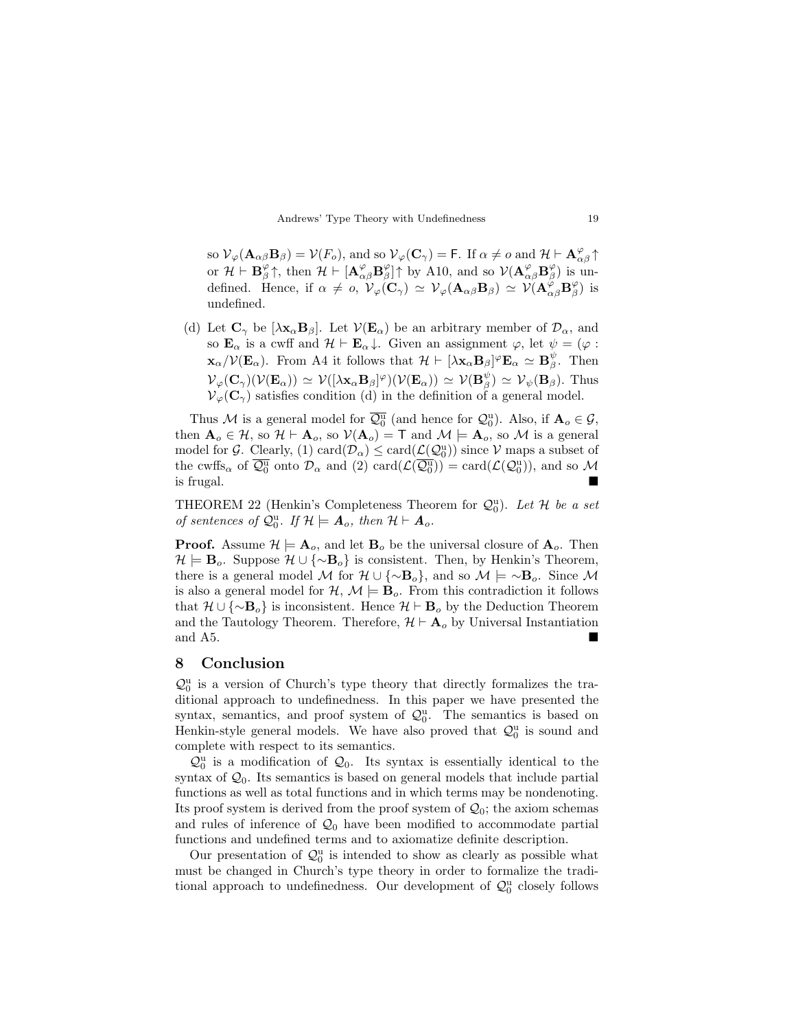so $\mathcal{V}_\varphi(\mathbf{A}_{\alpha\beta}\mathbf{B}_\beta) = \mathcal{V}(F_o)$, and so $\mathcal{V}_\varphi(\mathbf{C}_\gamma) = \mathsf{F}$. If $\alpha \neq o$ and $\mathcal{H} \vdash \mathbf{A}^\varphi_{\alpha\beta}\uparrow$ or $\mathcal{H} \vdash \mathbf{B}^\varphi_\beta\uparrow$, then $\mathcal{H} \vdash [\mathbf{A}^\varphi_{\alpha\beta}\mathbf{B}^\varphi_\beta]\uparrow$ by A10, and so $\mathcal{V}(\mathbf{A}^\varphi_{\alpha\beta}\mathbf{B}^\varphi_\beta)$ is undefined. Hence, if $\alpha \neq o$, $\mathcal{V}_\varphi(\mathbf{C}_\gamma) \simeq \mathcal{V}_\varphi(\mathbf{A}_{\alpha\beta}\mathbf{B}_\beta) \simeq \mathcal{V}(\mathbf{A}^\varphi_{\alpha\beta}\mathbf{B}^\varphi_\beta)$ is undefined.

(d) Let $\mathbf{C}_\gamma$ be $[\lambda \mathbf{x}_\alpha \mathbf{B}_\beta]$. Let $\mathcal{V}(\mathbf{E}_\alpha)$ be an arbitrary member of $\mathcal{D}_\alpha$, and so $\mathbf{E}_\alpha$ is a cwff and $\mathcal{H} \vdash \mathbf{E}_\alpha\downarrow$. Given an assignment $\varphi$, let $\psi = (\varphi : \mathbf{x}_\alpha/\mathcal{V}(\mathbf{E}_\alpha)$. From A4 it follows that $\mathcal{H} \vdash [\lambda \mathbf{x}_\alpha \mathbf{B}_\beta]^\varphi \mathbf{E}_\alpha \simeq \mathbf{B}^\psi_\beta$. Then $\mathcal{V}_\varphi(\mathbf{C}_\gamma)(\mathcal{V}(\mathbf{E}_\alpha)) \simeq \mathcal{V}([\lambda \mathbf{x}_\alpha \mathbf{B}_\beta]^\varphi)(\mathcal{V}(\mathbf{E}_\alpha)) \simeq \mathcal{V}(\mathbf{B}^\psi_\beta) \simeq \mathcal{V}_\psi(\mathbf{B}_\beta)$. Thus $\mathcal{V}_\varphi(\mathbf{C}_\gamma)$ satisfies condition (d) in the definition of a general model.

Thus $\mathcal{M}$ is a general model for $\overline{\mathcal{Q}^{\mathrm{u}}_0}$ (and hence for $\mathcal{Q}^{\mathrm{u}}_0$). Also, if $\mathbf{A}_o \in \mathcal{G}$, then $\mathbf{A}_o \in \mathcal{H}$, so $\mathcal{H} \vdash \mathbf{A}_o$, so $\mathcal{V}(\mathbf{A}_o) = \mathsf{T}$ and $\mathcal{M} \models \mathbf{A}_o$, so $\mathcal{M}$ is a general model for $\mathcal{G}$. Clearly, (1) $\mathrm{card}(\mathcal{D}_\alpha) \leq \mathrm{card}(\mathcal{L}(\mathcal{Q}^{\mathrm{u}}_0))$ since $\mathcal{V}$ maps a subset of the cwffs$_\alpha$ of $\overline{\mathcal{Q}^{\mathrm{u}}_0}$ onto $\mathcal{D}_\alpha$ and (2) $\mathrm{card}(\mathcal{L}(\overline{\mathcal{Q}^{\mathrm{u}}_0})) = \mathrm{card}(\mathcal{L}(\mathcal{Q}^{\mathrm{u}}_0))$, and so $\mathcal{M}$ is frugal. ■

THEOREM 22 (Henkin's Completeness Theorem for $\mathcal{Q}^{\mathrm{u}}_0$). *Let $\mathcal{H}$ be a set of sentences of $\mathcal{Q}^{\mathrm{u}}_0$. If $\mathcal{H} \models \mathbf{A}_o$, then $\mathcal{H} \vdash \mathbf{A}_o$.*

**Proof.** Assume $\mathcal{H} \models \mathbf{A}_o$, and let $\mathbf{B}_o$ be the universal closure of $\mathbf{A}_o$. Then $\mathcal{H} \models \mathbf{B}_o$. Suppose $\mathcal{H} \cup \{\sim\mathbf{B}_o\}$ is consistent. Then, by Henkin's Theorem, there is a general model $\mathcal{M}$ for $\mathcal{H} \cup \{\sim\mathbf{B}_o\}$, and so $\mathcal{M} \models \sim\mathbf{B}_o$. Since $\mathcal{M}$ is also a general model for $\mathcal{H}$, $\mathcal{M} \models \mathbf{B}_o$. From this contradiction it follows that $\mathcal{H} \cup \{\sim\mathbf{B}_o\}$ is inconsistent. Hence $\mathcal{H} \vdash \mathbf{B}_o$ by the Deduction Theorem and the Tautology Theorem. Therefore, $\mathcal{H} \vdash \mathbf{A}_o$ by Universal Instantiation and A5. ■

## 8 Conclusion

$\mathcal{Q}^{\mathrm{u}}_0$ is a version of Church's type theory that directly formalizes the traditional approach to undefinedness. In this paper we have presented the syntax, semantics, and proof system of $\mathcal{Q}^{\mathrm{u}}_0$. The semantics is based on Henkin-style general models. We have also proved that $\mathcal{Q}^{\mathrm{u}}_0$ is sound and complete with respect to its semantics.

$\mathcal{Q}^{\mathrm{u}}_0$ is a modification of $\mathcal{Q}_0$. Its syntax is essentially identical to the syntax of $\mathcal{Q}_0$. Its semantics is based on general models that include partial functions as well as total functions and in which terms may be nondenoting. Its proof system is derived from the proof system of $\mathcal{Q}_0$; the axiom schemas and rules of inference of $\mathcal{Q}_0$ have been modified to accommodate partial functions and undefined terms and to axiomatize definite description.

Our presentation of $\mathcal{Q}^{\mathrm{u}}_0$ is intended to show as clearly as possible what must be changed in Church's type theory in order to formalize the traditional approach to undefinedness. Our development of $\mathcal{Q}^{\mathrm{u}}_0$ closely follows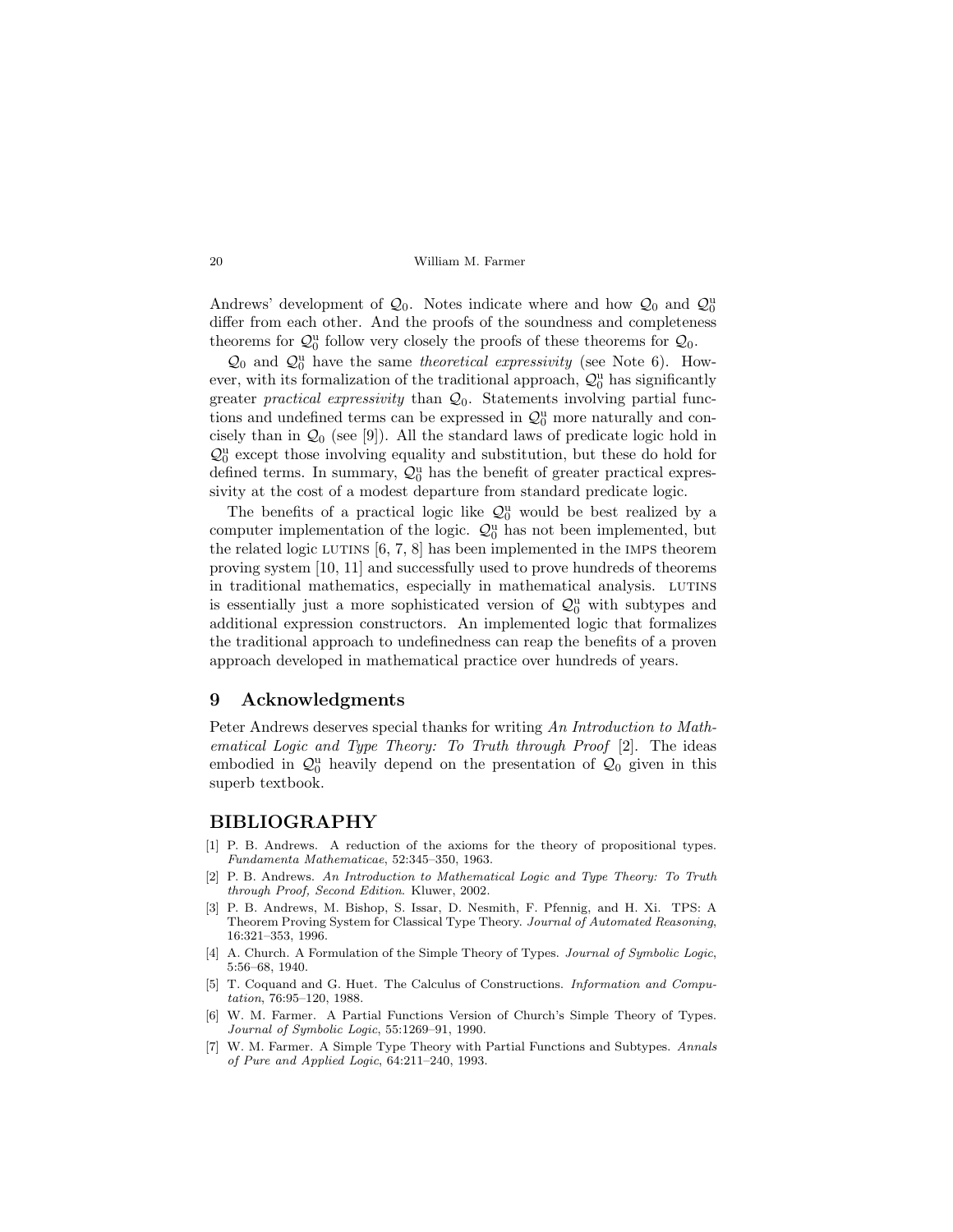Andrews' development of $\mathcal{Q}_0$. Notes indicate where and how $\mathcal{Q}_0$ and $\mathcal{Q}_0^{\mathrm{u}}$ differ from each other. And the proofs of the soundness and completeness theorems for $\mathcal{Q}_0^{\mathrm{u}}$ follow very closely the proofs of these theorems for $\mathcal{Q}_0$.

$\mathcal{Q}_0$ and $\mathcal{Q}_0^{\mathrm{u}}$ have the same *theoretical expressivity* (see Note 6). However, with its formalization of the traditional approach, $\mathcal{Q}_0^{\mathrm{u}}$ has significantly greater *practical expressivity* than $\mathcal{Q}_0$. Statements involving partial functions and undefined terms can be expressed in $\mathcal{Q}_0^{\mathrm{u}}$ more naturally and concisely than in $\mathcal{Q}_0$ (see [9]). All the standard laws of predicate logic hold in $\mathcal{Q}_0^{\mathrm{u}}$ except those involving equality and substitution, but these do hold for defined terms. In summary, $\mathcal{Q}_0^{\mathrm{u}}$ has the benefit of greater practical expressivity at the cost of a modest departure from standard predicate logic.

The benefits of a practical logic like $\mathcal{Q}_0^{\mathrm{u}}$ would be best realized by a computer implementation of the logic. $\mathcal{Q}_0^{\mathrm{u}}$ has not been implemented, but the related logic LUTINS [6, 7, 8] has been implemented in the IMPS theorem proving system [10, 11] and successfully used to prove hundreds of theorems in traditional mathematics, especially in mathematical analysis. LUTINS is essentially just a more sophisticated version of $\mathcal{Q}_0^{\mathrm{u}}$ with subtypes and additional expression constructors. An implemented logic that formalizes the traditional approach to undefinedness can reap the benefits of a proven approach developed in mathematical practice over hundreds of years.

## 9 Acknowledgments

Peter Andrews deserves special thanks for writing *An Introduction to Mathematical Logic and Type Theory: To Truth through Proof* [2]. The ideas embodied in $\mathcal{Q}_0^{\mathrm{u}}$ heavily depend on the presentation of $\mathcal{Q}_0$ given in this superb textbook.

## BIBLIOGRAPHY

[1] P. B. Andrews. A reduction of the axioms for the theory of propositional types. *Fundamenta Mathematicae*, 52:345–350, 1963.

[2] P. B. Andrews. *An Introduction to Mathematical Logic and Type Theory: To Truth through Proof, Second Edition*. Kluwer, 2002.

[3] P. B. Andrews, M. Bishop, S. Issar, D. Nesmith, F. Pfennig, and H. Xi. TPS: A Theorem Proving System for Classical Type Theory. *Journal of Automated Reasoning*, 16:321–353, 1996.

[4] A. Church. A Formulation of the Simple Theory of Types. *Journal of Symbolic Logic*, 5:56–68, 1940.

[5] T. Coquand and G. Huet. The Calculus of Constructions. *Information and Computation*, 76:95–120, 1988.

[6] W. M. Farmer. A Partial Functions Version of Church's Simple Theory of Types. *Journal of Symbolic Logic*, 55:1269–91, 1990.

[7] W. M. Farmer. A Simple Type Theory with Partial Functions and Subtypes. *Annals of Pure and Applied Logic*, 64:211–240, 1993.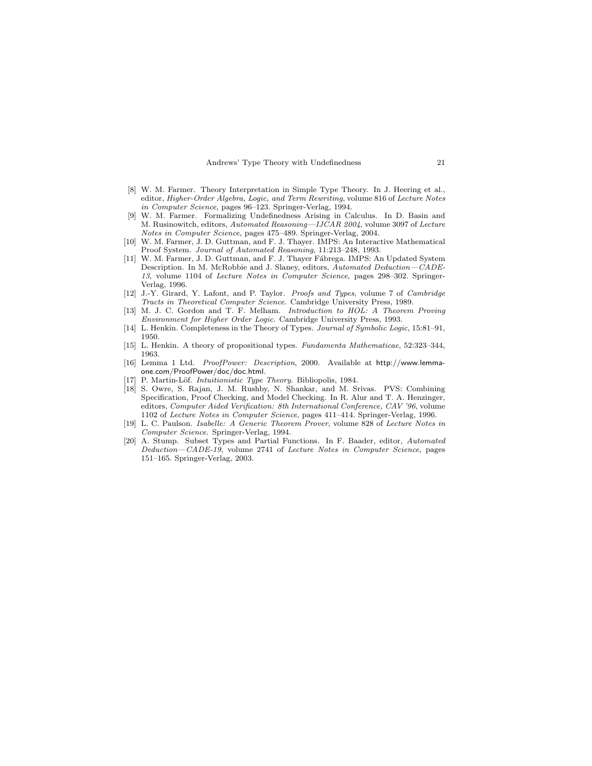[8] W. M. Farmer. Theory Interpretation in Simple Type Theory. In J. Heering et al., editor, *Higher-Order Algebra, Logic, and Term Rewriting*, volume 816 of *Lecture Notes in Computer Science*, pages 96–123. Springer-Verlag, 1994.

[9] W. M. Farmer. Formalizing Undefinedness Arising in Calculus. In D. Basin and M. Rusinowitch, editors, *Automated Reasoning—IJCAR 2004*, volume 3097 of *Lecture Notes in Computer Science*, pages 475–489. Springer-Verlag, 2004.

[10] W. M. Farmer, J. D. Guttman, and F. J. Thayer. IMPS: An Interactive Mathematical Proof System. *Journal of Automated Reasoning*, 11:213–248, 1993.

[11] W. M. Farmer, J. D. Guttman, and F. J. Thayer Fábrega. IMPS: An Updated System Description. In M. McRobbie and J. Slaney, editors, *Automated Deduction—CADE-13*, volume 1104 of *Lecture Notes in Computer Science*, pages 298–302. Springer-Verlag, 1996.

[12] J.-Y. Girard, Y. Lafont, and P. Taylor. *Proofs and Types*, volume 7 of *Cambridge Tracts in Theoretical Computer Science*. Cambridge University Press, 1989.

[13] M. J. C. Gordon and T. F. Melham. *Introduction to HOL: A Theorem Proving Environment for Higher Order Logic*. Cambridge University Press, 1993.

[14] L. Henkin. Completeness in the Theory of Types. *Journal of Symbolic Logic*, 15:81–91, 1950.

[15] L. Henkin. A theory of propositional types. *Fundamenta Mathematicae*, 52:323–344, 1963.

[16] Lemma 1 Ltd. *ProofPower: Description*, 2000. Available at http://www.lemma-one.com/ProofPower/doc/doc.html.

[17] P. Martin-Löf. *Intuitionistic Type Theory*. Bibliopolis, 1984.

[18] S. Owre, S. Rajan, J. M. Rushby, N. Shankar, and M. Srivas. PVS: Combining Specification, Proof Checking, and Model Checking. In R. Alur and T. A. Henzinger, editors, *Computer Aided Verification: 8th International Conference, CAV '96*, volume 1102 of *Lecture Notes in Computer Science*, pages 411–414. Springer-Verlag, 1996.

[19] L. C. Paulson. *Isabelle: A Generic Theorem Prover*, volume 828 of *Lecture Notes in Computer Science*. Springer-Verlag, 1994.

[20] A. Stump. Subset Types and Partial Functions. In F. Baader, editor, *Automated Deduction—CADE-19*, volume 2741 of *Lecture Notes in Computer Science*, pages 151–165. Springer-Verlag, 2003.